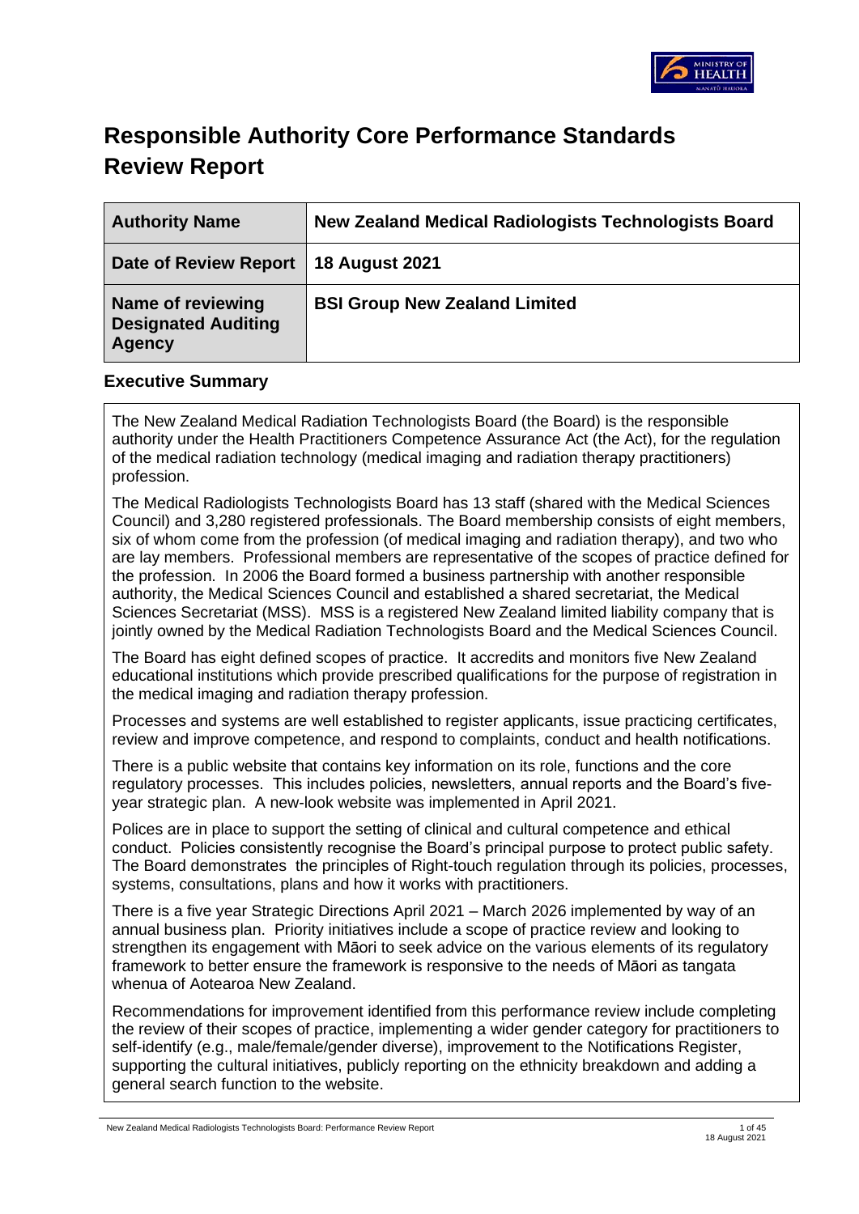# Responsible Authority Core Performance Standards Review Report

| Authority Name | New Zealand Medical Radiologists Technologists Board |
|---|---|
| Date of Review Report | 18 August 2021 |
| Name of reviewing Designated Auditing Agency | BSI Group New Zealand Limited |

## Executive Summary

The New Zealand Medical Radiation Technologists Board (the Board) is the responsible authority under the Health Practitioners Competence Assurance Act (the Act), for the regulation of the medical radiation technology (medical imaging and radiation therapy practitioners) profession.

The Medical Radiologists Technologists Board has 13 staff (shared with the Medical Sciences Council) and 3,280 registered professionals. The Board membership consists of eight members, six of whom come from the profession (of medical imaging and radiation therapy), and two who are lay members. Professional members are representative of the scopes of practice defined for the profession. In 2006 the Board formed a business partnership with another responsible authority, the Medical Sciences Council and established a shared secretariat, the Medical Sciences Secretariat (MSS). MSS is a registered New Zealand limited liability company that is jointly owned by the Medical Radiation Technologists Board and the Medical Sciences Council.

The Board has eight defined scopes of practice. It accredits and monitors five New Zealand educational institutions which provide prescribed qualifications for the purpose of registration in the medical imaging and radiation therapy profession.

Processes and systems are well established to register applicants, issue practicing certificates, review and improve competence, and respond to complaints, conduct and health notifications.

There is a public website that contains key information on its role, functions and the core regulatory processes. This includes policies, newsletters, annual reports and the Board's five-year strategic plan. A new-look website was implemented in April 2021.

Polices are in place to support the setting of clinical and cultural competence and ethical conduct. Policies consistently recognise the Board's principal purpose to protect public safety. The Board demonstrates the principles of Right-touch regulation through its policies, processes, systems, consultations, plans and how it works with practitioners.

There is a five year Strategic Directions April 2021 – March 2026 implemented by way of an annual business plan. Priority initiatives include a scope of practice review and looking to strengthen its engagement with Māori to seek advice on the various elements of its regulatory framework to better ensure the framework is responsive to the needs of Māori as tangata whenua of Aotearoa New Zealand.

Recommendations for improvement identified from this performance review include completing the review of their scopes of practice, implementing a wider gender category for practitioners to self-identify (e.g., male/female/gender diverse), improvement to the Notifications Register, supporting the cultural initiatives, publicly reporting on the ethnicity breakdown and adding a general search function to the website.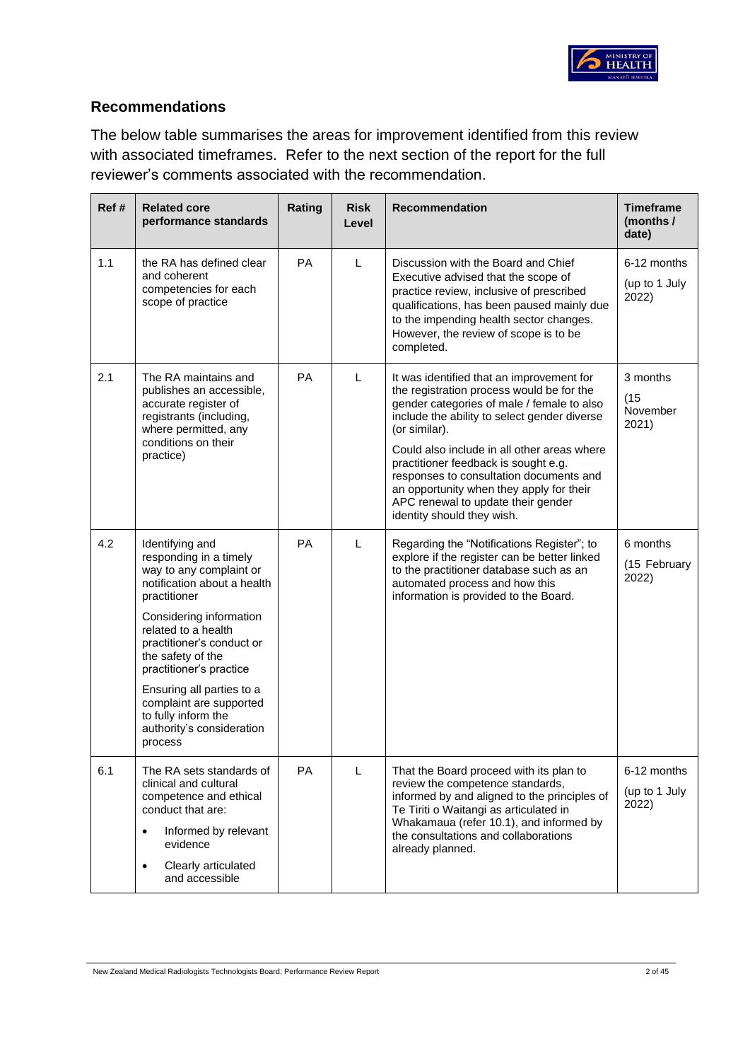## Recommendations

The below table summarises the areas for improvement identified from this review with associated timeframes. Refer to the next section of the report for the full reviewer's comments associated with the recommendation.

| Ref # | Related core performance standards | Rating | Risk Level | Recommendation | Timeframe (months / date) |
|---|---|---|---|---|---|
| 1.1 | the RA has defined clear and coherent competencies for each scope of practice | PA | L | Discussion with the Board and Chief Executive advised that the scope of practice review, inclusive of prescribed qualifications, has been paused mainly due to the impending health sector changes. However, the review of scope is to be completed. | 6-12 months<br><br>(up to 1 July 2022) |
| 2.1 | The RA maintains and publishes an accessible, accurate register of registrants (including, where permitted, any conditions on their practice) | PA | L | It was identified that an improvement for the registration process would be for the gender categories of male / female to also include the ability to select gender diverse (or similar).<br><br>Could also include in all other areas where practitioner feedback is sought e.g. responses to consultation documents and an opportunity when they apply for their APC renewal to update their gender identity should they wish. | 3 months<br><br>(15 November 2021) |
| 4.2 | Identifying and responding in a timely way to any complaint or notification about a health practitioner<br><br>Considering information related to a health practitioner's conduct or the safety of the practitioner's practice<br><br>Ensuring all parties to a complaint are supported to fully inform the authority's consideration process | PA | L | Regarding the "Notifications Register"; to explore if the register can be better linked to the practitioner database such as an automated process and how this information is provided to the Board. | 6 months<br><br>(15 February 2022) |
| 6.1 | The RA sets standards of clinical and cultural competence and ethical conduct that are:<br><br>• Informed by relevant evidence<br><br>• Clearly articulated and accessible | PA | L | That the Board proceed with its plan to review the competence standards, informed by and aligned to the principles of Te Tiriti o Waitangi as articulated in Whakamaua (refer 10.1), and informed by the consultations and collaborations already planned. | 6-12 months<br><br>(up to 1 July 2022) |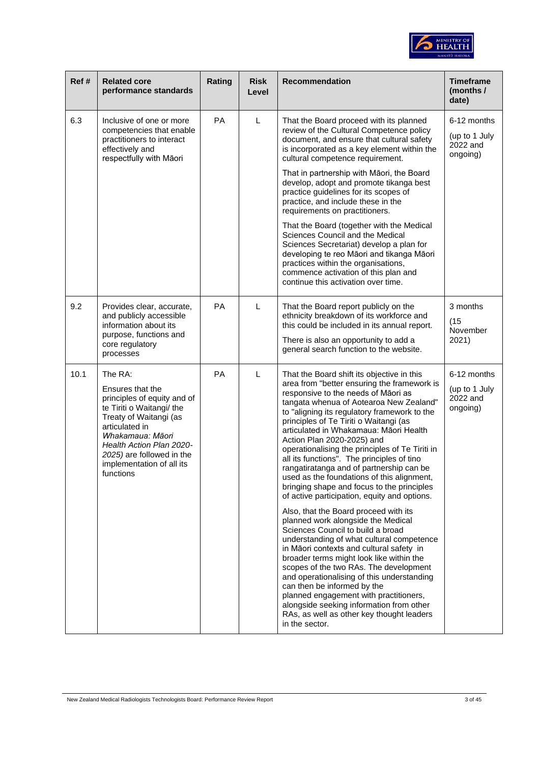| Ref # | Related core performance standards | Rating | Risk Level | Recommendation | Timeframe (months / date) |
|---|---|---|---|---|---|
| 6.3 | Inclusive of one or more competencies that enable practitioners to interact effectively and respectfully with Māori | PA | L | That the Board proceed with its planned review of the Cultural Competence policy document, and ensure that cultural safety is incorporated as a key element within the cultural competence requirement.<br><br>That in partnership with Māori, the Board develop, adopt and promote tikanga best practice guidelines for its scopes of practice, and include these in the requirements on practitioners.<br><br>That the Board (together with the Medical Sciences Council and the Medical Sciences Secretariat) develop a plan for developing te reo Māori and tikanga Māori practices within the organisations, commence activation of this plan and continue this activation over time. | 6-12 months<br><br>(up to 1 July 2022 and ongoing) |
| 9.2 | Provides clear, accurate, and publicly accessible information about its purpose, functions and core regulatory processes | PA | L | That the Board report publicly on the ethnicity breakdown of its workforce and this could be included in its annual report.<br><br>There is also an opportunity to add a general search function to the website. | 3 months<br><br>(15 November 2021) |
| 10.1 | The RA:<br><br>Ensures that the principles of equity and of te Tiriti o Waitangi/ the Treaty of Waitangi (as articulated in *Whakamaua: Māori Health Action Plan 2020-2025)* are followed in the implementation of all its functions | PA | L | That the Board shift its objective in this area from "better ensuring the framework is responsive to the needs of Māori as tangata whenua of Aotearoa New Zealand" to "aligning its regulatory framework to the principles of Te Tiriti o Waitangi (as articulated in Whakamaua: Māori Health Action Plan 2020-2025) and operationalising the principles of Te Tiriti in all its functions". The two principles of tino rangatiratanga and of partnership can be used as the foundations of this alignment, bringing shape and focus to the principles of active participation, equity and options.<br><br>Also, that the Board proceed with its planned work alongside the Medical Sciences Council to build a broad understanding of what cultural competence in Māori contexts and cultural safety in broader terms might look like within the scopes of the two RAs. The development and operationalising of this understanding can then be informed by the planned engagement with practitioners, alongside seeking information from other RAs, as well as other key thought leaders in the sector. | 6-12 months<br><br>(up to 1 July 2022 and ongoing) |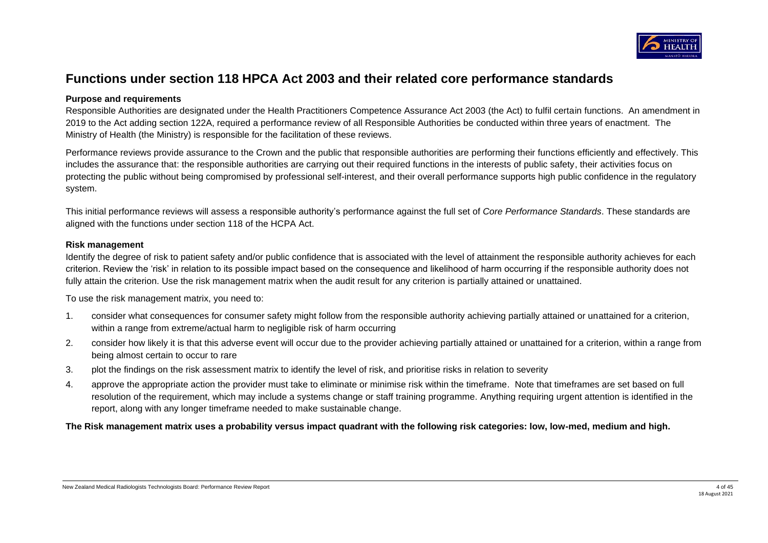# Functions under section 118 HPCA Act 2003 and their related core performance standards

**Purpose and requirements**

Responsible Authorities are designated under the Health Practitioners Competence Assurance Act 2003 (the Act) to fulfil certain functions. An amendment in 2019 to the Act adding section 122A, required a performance review of all Responsible Authorities be conducted within three years of enactment. The Ministry of Health (the Ministry) is responsible for the facilitation of these reviews.

Performance reviews provide assurance to the Crown and the public that responsible authorities are performing their functions efficiently and effectively. This includes the assurance that: the responsible authorities are carrying out their required functions in the interests of public safety, their activities focus on protecting the public without being compromised by professional self-interest, and their overall performance supports high public confidence in the regulatory system.

This initial performance reviews will assess a responsible authority's performance against the full set of *Core Performance Standards*. These standards are aligned with the functions under section 118 of the HCPA Act.

**Risk management**

Identify the degree of risk to patient safety and/or public confidence that is associated with the level of attainment the responsible authority achieves for each criterion. Review the 'risk' in relation to its possible impact based on the consequence and likelihood of harm occurring if the responsible authority does not fully attain the criterion. Use the risk management matrix when the audit result for any criterion is partially attained or unattained.

To use the risk management matrix, you need to:

1. consider what consequences for consumer safety might follow from the responsible authority achieving partially attained or unattained for a criterion, within a range from extreme/actual harm to negligible risk of harm occurring
2. consider how likely it is that this adverse event will occur due to the provider achieving partially attained or unattained for a criterion, within a range from being almost certain to occur to rare
3. plot the findings on the risk assessment matrix to identify the level of risk, and prioritise risks in relation to severity
4. approve the appropriate action the provider must take to eliminate or minimise risk within the timeframe. Note that timeframes are set based on full resolution of the requirement, which may include a systems change or staff training programme. Anything requiring urgent attention is identified in the report, along with any longer timeframe needed to make sustainable change.

**The Risk management matrix uses a probability versus impact quadrant with the following risk categories: low, low-med, medium and high.**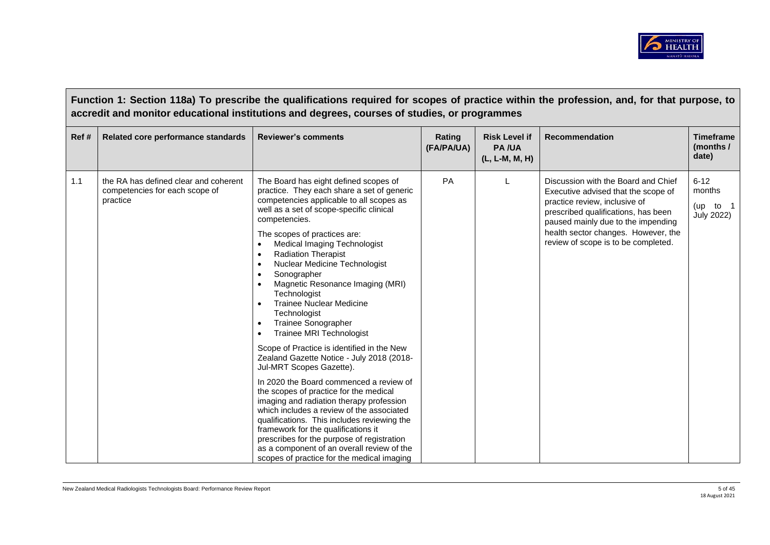| Function 1: Section 118a) To prescribe the qualifications required for scopes of practice within the profession, and, for that purpose, to accredit and monitor educational institutions and degrees, courses of studies, or programmes | | | | | | |
|---|---|---|---|---|---|---|
| **Ref #** | **Related core performance standards** | **Reviewer's comments** | **Rating (FA/PA/UA)** | **Risk Level if PA /UA (L, L-M, M, H)** | **Recommendation** | **Timeframe (months / date)** |
| 1.1 | the RA has defined clear and coherent competencies for each scope of practice | The Board has eight defined scopes of practice. They each share a set of generic competencies applicable to all scopes as well as a set of scope-specific clinical competencies.<br><br>The scopes of practices are:<br>• Medical Imaging Technologist<br>• Radiation Therapist<br>• Nuclear Medicine Technologist<br>• Sonographer<br>• Magnetic Resonance Imaging (MRI) Technologist<br>• Trainee Nuclear Medicine Technologist<br>• Trainee Sonographer<br>• Trainee MRI Technologist<br><br>Scope of Practice is identified in the New Zealand Gazette Notice - July 2018 (2018-Jul-MRT Scopes Gazette).<br><br>In 2020 the Board commenced a review of the scopes of practice for the medical imaging and radiation therapy profession which includes a review of the associated qualifications. This includes reviewing the framework for the qualifications it prescribes for the purpose of registration as a component of an overall review of the scopes of practice for the medical imaging | PA | L | Discussion with the Board and Chief Executive advised that the scope of practice review, inclusive of prescribed qualifications, has been paused mainly due to the impending health sector changes. However, the review of scope is to be completed. | 6-12 months (up to 1 July 2022) |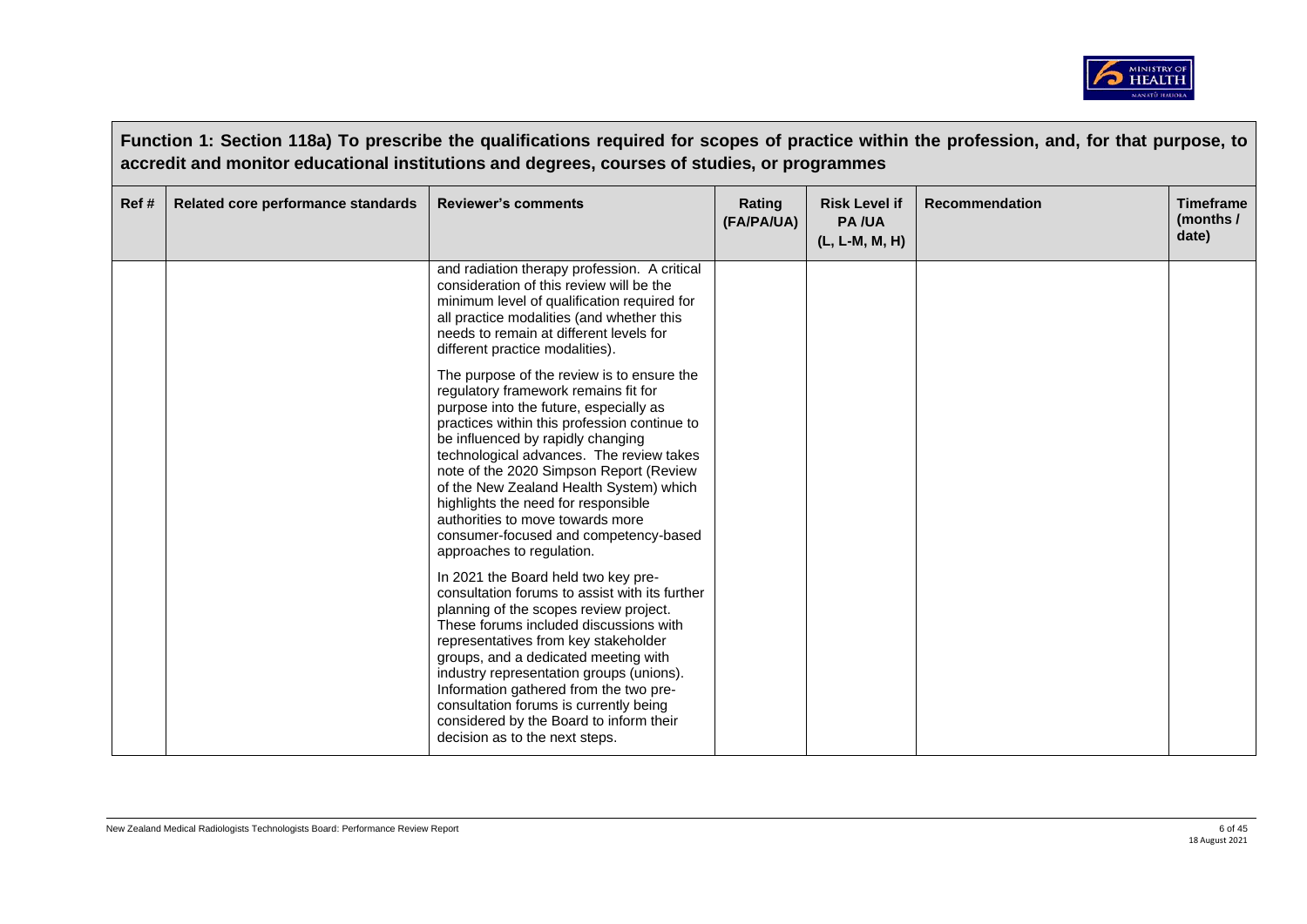| Function 1: Section 118a) To prescribe the qualifications required for scopes of practice within the profession, and, for that purpose, to accredit and monitor educational institutions and degrees, courses of studies, or programmes | | | | | | |
|---|---|---|---|---|---|---|
| **Ref #** | **Related core performance standards** | **Reviewer's comments** | **Rating (FA/PA/UA)** | **Risk Level if PA /UA (L, L-M, M, H)** | **Recommendation** | **Timeframe (months / date)** |
| | | and radiation therapy profession. A critical consideration of this review will be the minimum level of qualification required for all practice modalities (and whether this needs to remain at different levels for different practice modalities).<br><br>The purpose of the review is to ensure the regulatory framework remains fit for purpose into the future, especially as practices within this profession continue to be influenced by rapidly changing technological advances. The review takes note of the 2020 Simpson Report (Review of the New Zealand Health System) which highlights the need for responsible authorities to move towards more consumer-focused and competency-based approaches to regulation.<br><br>In 2021 the Board held two key pre-consultation forums to assist with its further planning of the scopes review project. These forums included discussions with representatives from key stakeholder groups, and a dedicated meeting with industry representation groups (unions). Information gathered from the two pre-consultation forums is currently being considered by the Board to inform their decision as to the next steps. | | | | |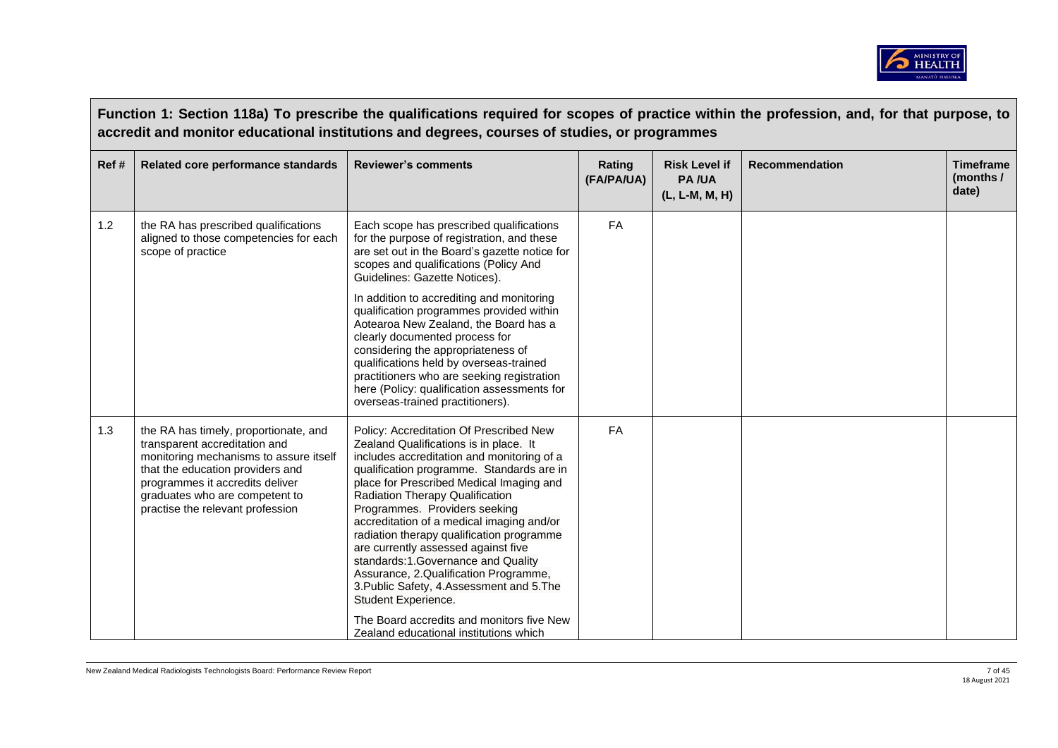**Function 1: Section 118a) To prescribe the qualifications required for scopes of practice within the profession, and, for that purpose, to accredit and monitor educational institutions and degrees, courses of studies, or programmes**

| Ref # | Related core performance standards | Reviewer's comments | Rating (FA/PA/UA) | Risk Level if PA /UA (L, L-M, M, H) | Recommendation | Timeframe (months / date) |
|---|---|---|---|---|---|---|
| 1.2 | the RA has prescribed qualifications aligned to those competencies for each scope of practice | Each scope has prescribed qualifications for the purpose of registration, and these are set out in the Board's gazette notice for scopes and qualifications (Policy And Guidelines: Gazette Notices).<br><br>In addition to accrediting and monitoring qualification programmes provided within Aotearoa New Zealand, the Board has a clearly documented process for considering the appropriateness of qualifications held by overseas-trained practitioners who are seeking registration here (Policy: qualification assessments for overseas-trained practitioners). | FA | | | |
| 1.3 | the RA has timely, proportionate, and transparent accreditation and monitoring mechanisms to assure itself that the education providers and programmes it accredits deliver graduates who are competent to practise the relevant profession | Policy: Accreditation Of Prescribed New Zealand Qualifications is in place. It includes accreditation and monitoring of a qualification programme. Standards are in place for Prescribed Medical Imaging and Radiation Therapy Qualification Programmes. Providers seeking accreditation of a medical imaging and/or radiation therapy qualification programme are currently assessed against five standards:1.Governance and Quality Assurance, 2.Qualification Programme, 3.Public Safety, 4.Assessment and 5.The Student Experience.<br><br>The Board accredits and monitors five New Zealand educational institutions which | FA | | | |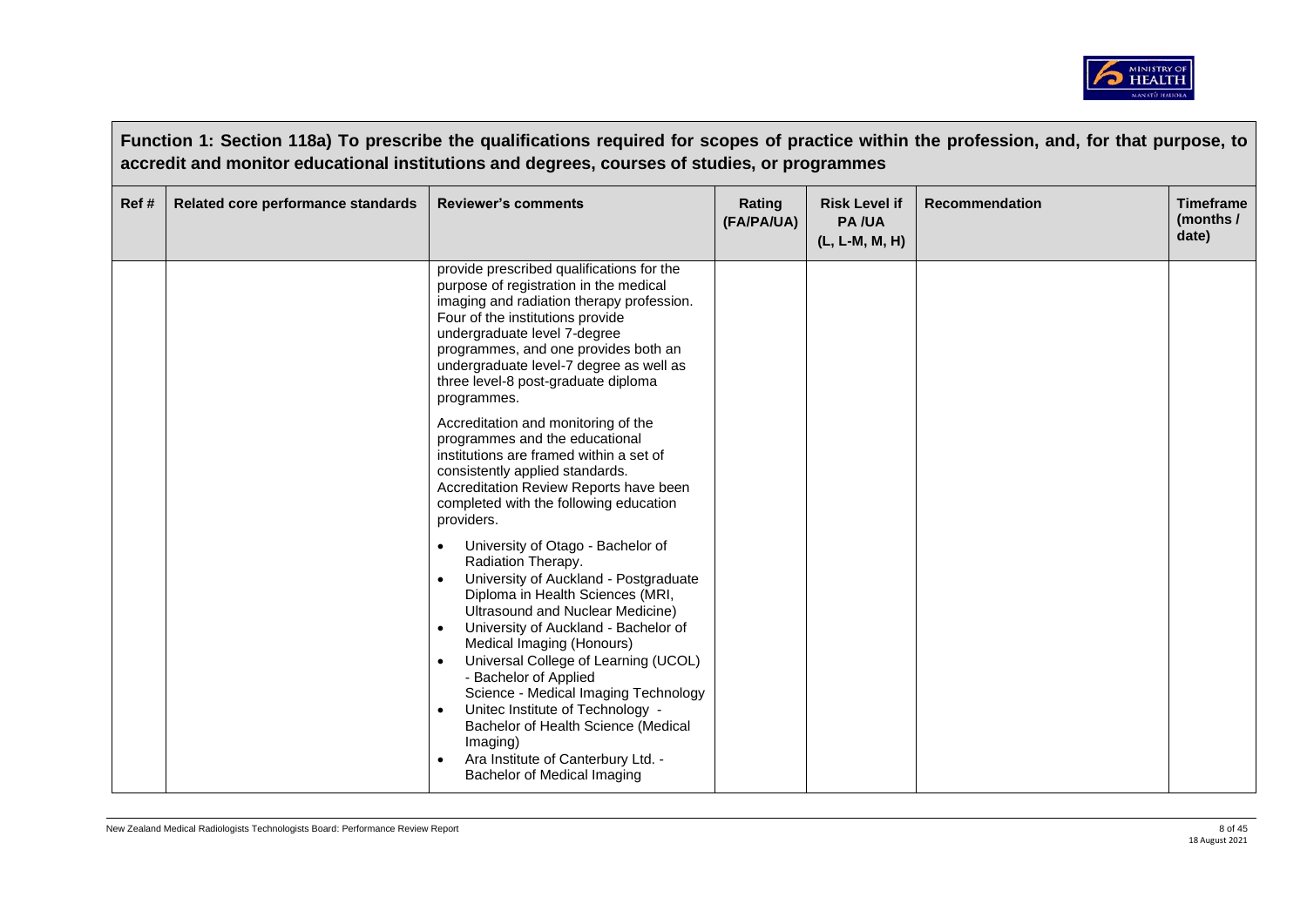**Function 1: Section 118a) To prescribe the qualifications required for scopes of practice within the profession, and, for that purpose, to accredit and monitor educational institutions and degrees, courses of studies, or programmes**

| Ref # | Related core performance standards | Reviewer's comments | Rating (FA/PA/UA) | Risk Level if PA /UA (L, L-M, M, H) | Recommendation | Timeframe (months / date) |
|---|---|---|---|---|---|---|
| | | provide prescribed qualifications for the purpose of registration in the medical imaging and radiation therapy profession. Four of the institutions provide undergraduate level 7-degree programmes, and one provides both an undergraduate level-7 degree as well as three level-8 post-graduate diploma programmes.<br><br>Accreditation and monitoring of the programmes and the educational institutions are framed within a set of consistently applied standards. Accreditation Review Reports have been completed with the following education providers.<br><br>• University of Otago - Bachelor of Radiation Therapy.<br>• University of Auckland - Postgraduate Diploma in Health Sciences (MRI, Ultrasound and Nuclear Medicine)<br>• University of Auckland - Bachelor of Medical Imaging (Honours)<br>• Universal College of Learning (UCOL) - Bachelor of Applied Science - Medical Imaging Technology<br>• Unitec Institute of Technology - Bachelor of Health Science (Medical Imaging)<br>• Ara Institute of Canterbury Ltd. - Bachelor of Medical Imaging | | | | |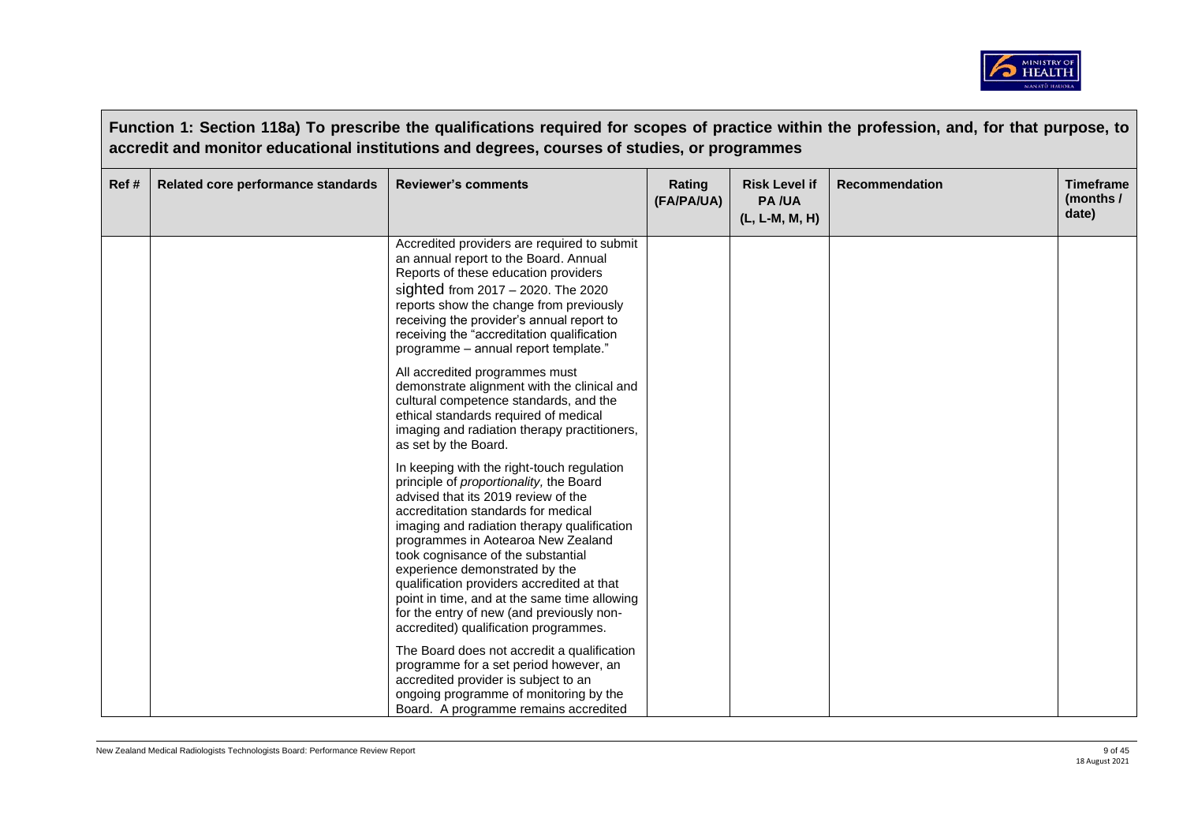**Function 1: Section 118a) To prescribe the qualifications required for scopes of practice within the profession, and, for that purpose, to accredit and monitor educational institutions and degrees, courses of studies, or programmes**

| Ref # | Related core performance standards | Reviewer's comments | Rating (FA/PA/UA) | Risk Level if PA /UA (L, L-M, M, H) | Recommendation | Timeframe (months / date) |
|---|---|---|---|---|---|---|
| | | Accredited providers are required to submit an annual report to the Board. Annual Reports of these education providers sighted from 2017 – 2020. The 2020 reports show the change from previously receiving the provider's annual report to receiving the "accreditation qualification programme – annual report template."<br><br>All accredited programmes must demonstrate alignment with the clinical and cultural competence standards, and the ethical standards required of medical imaging and radiation therapy practitioners, as set by the Board.<br><br>In keeping with the right-touch regulation principle of *proportionality,* the Board advised that its 2019 review of the accreditation standards for medical imaging and radiation therapy qualification programmes in Aotearoa New Zealand took cognisance of the substantial experience demonstrated by the qualification providers accredited at that point in time, and at the same time allowing for the entry of new (and previously non-accredited) qualification programmes.<br><br>The Board does not accredit a qualification programme for a set period however, an accredited provider is subject to an ongoing programme of monitoring by the Board. A programme remains accredited | | | | |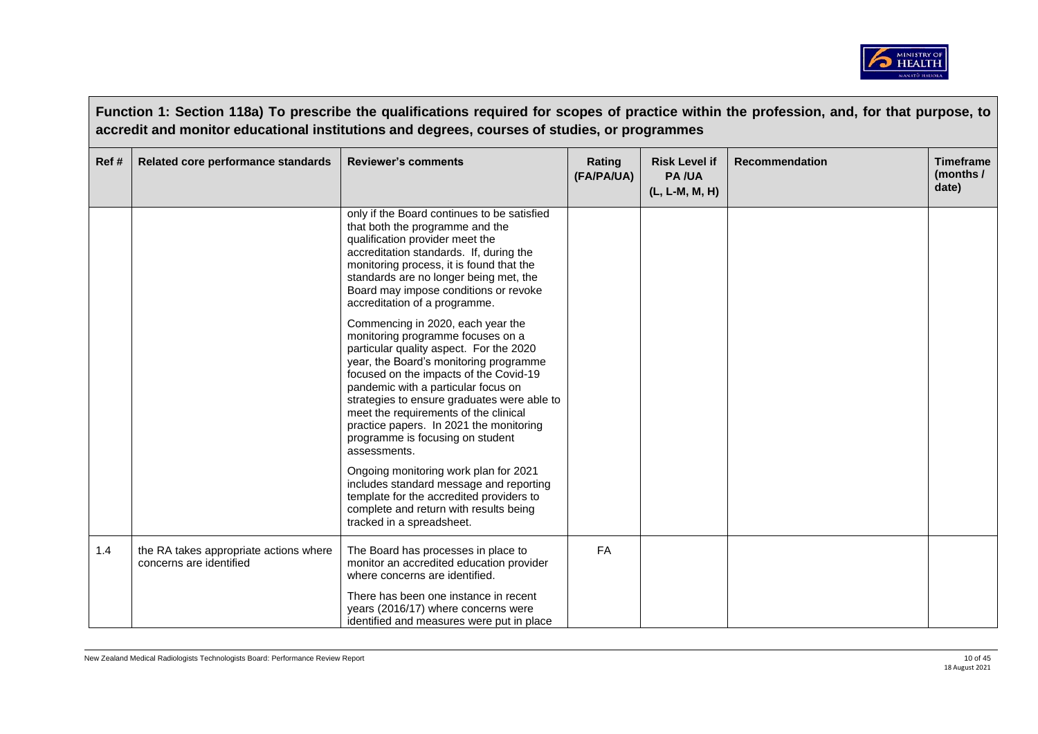**Function 1: Section 118a) To prescribe the qualifications required for scopes of practice within the profession, and, for that purpose, to accredit and monitor educational institutions and degrees, courses of studies, or programmes**

| Ref # | Related core performance standards | Reviewer's comments | Rating (FA/PA/UA) | Risk Level if PA /UA (L, L-M, M, H) | Recommendation | Timeframe (months / date) |
|---|---|---|---|---|---|---|
| | | only if the Board continues to be satisfied that both the programme and the qualification provider meet the accreditation standards. If, during the monitoring process, it is found that the standards are no longer being met, the Board may impose conditions or revoke accreditation of a programme.<br><br>Commencing in 2020, each year the monitoring programme focuses on a particular quality aspect. For the 2020 year, the Board's monitoring programme focused on the impacts of the Covid-19 pandemic with a particular focus on strategies to ensure graduates were able to meet the requirements of the clinical practice papers. In 2021 the monitoring programme is focusing on student assessments.<br><br>Ongoing monitoring work plan for 2021 includes standard message and reporting template for the accredited providers to complete and return with results being tracked in a spreadsheet. | | | | |
| 1.4 | the RA takes appropriate actions where concerns are identified | The Board has processes in place to monitor an accredited education provider where concerns are identified.<br><br>There has been one instance in recent years (2016/17) where concerns were identified and measures were put in place | FA | | | |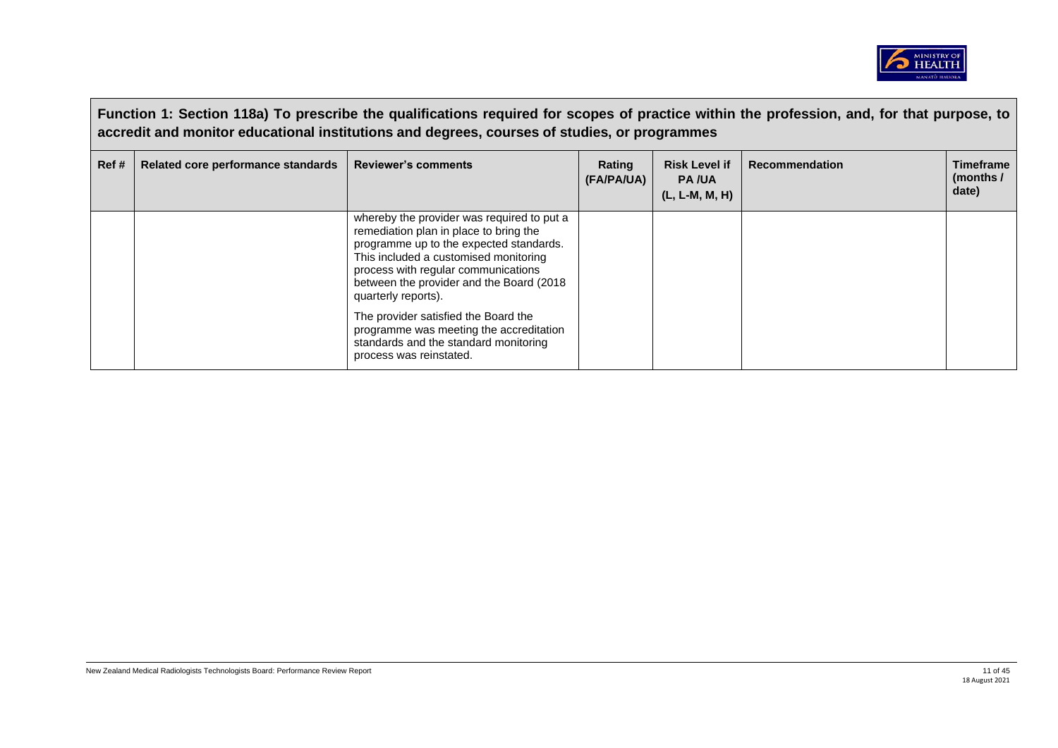**Function 1: Section 118a) To prescribe the qualifications required for scopes of practice within the profession, and, for that purpose, to accredit and monitor educational institutions and degrees, courses of studies, or programmes**

| Ref # | Related core performance standards | Reviewer's comments | Rating (FA/PA/UA) | Risk Level if PA /UA (L, L-M, M, H) | Recommendation | Timeframe (months / date) |
|---|---|---|---|---|---|---|
| | | whereby the provider was required to put a remediation plan in place to bring the programme up to the expected standards. This included a customised monitoring process with regular communications between the provider and the Board (2018 quarterly reports).<br><br>The provider satisfied the Board the programme was meeting the accreditation standards and the standard monitoring process was reinstated. | | | | |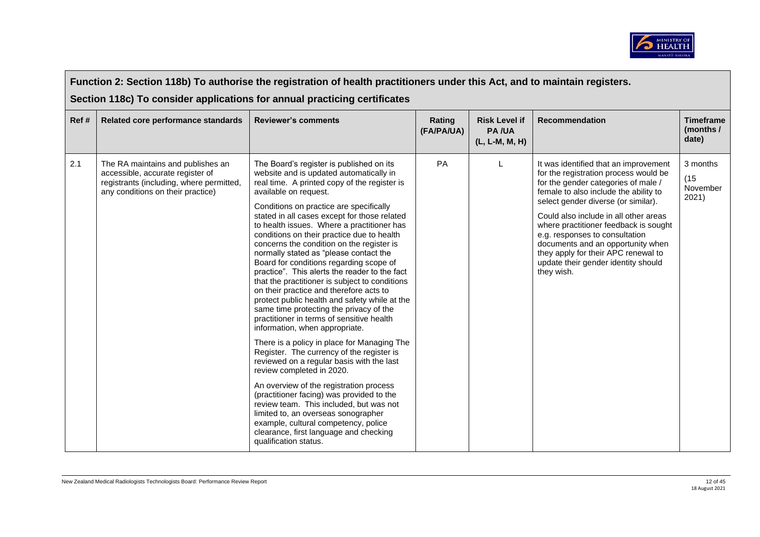## Function 2: Section 118b) To authorise the registration of health practitioners under this Act, and to maintain registers.

## Section 118c) To consider applications for annual practicing certificates

| Ref # | Related core performance standards | Reviewer's comments | Rating (FA/PA/UA) | Risk Level if PA /UA (L, L-M, M, H) | Recommendation | Timeframe (months / date) |
|---|---|---|---|---|---|---|
| 2.1 | The RA maintains and publishes an accessible, accurate register of registrants (including, where permitted, any conditions on their practice) | The Board's register is published on its website and is updated automatically in real time. A printed copy of the register is available on request.<br><br>Conditions on practice are specifically stated in all cases except for those related to health issues. Where a practitioner has conditions on their practice due to health concerns the condition on the register is normally stated as "please contact the Board for conditions regarding scope of practice". This alerts the reader to the fact that the practitioner is subject to conditions on their practice and therefore acts to protect public health and safety while at the same time protecting the privacy of the practitioner in terms of sensitive health information, when appropriate.<br><br>There is a policy in place for Managing The Register. The currency of the register is reviewed on a regular basis with the last review completed in 2020.<br><br>An overview of the registration process (practitioner facing) was provided to the review team. This included, but was not limited to, an overseas sonographer example, cultural competency, police clearance, first language and checking qualification status. | PA | L | It was identified that an improvement for the registration process would be for the gender categories of male / female to also include the ability to select gender diverse (or similar).<br><br>Could also include in all other areas where practitioner feedback is sought e.g. responses to consultation documents and an opportunity when they apply for their APC renewal to update their gender identity should they wish. | 3 months (15 November 2021) |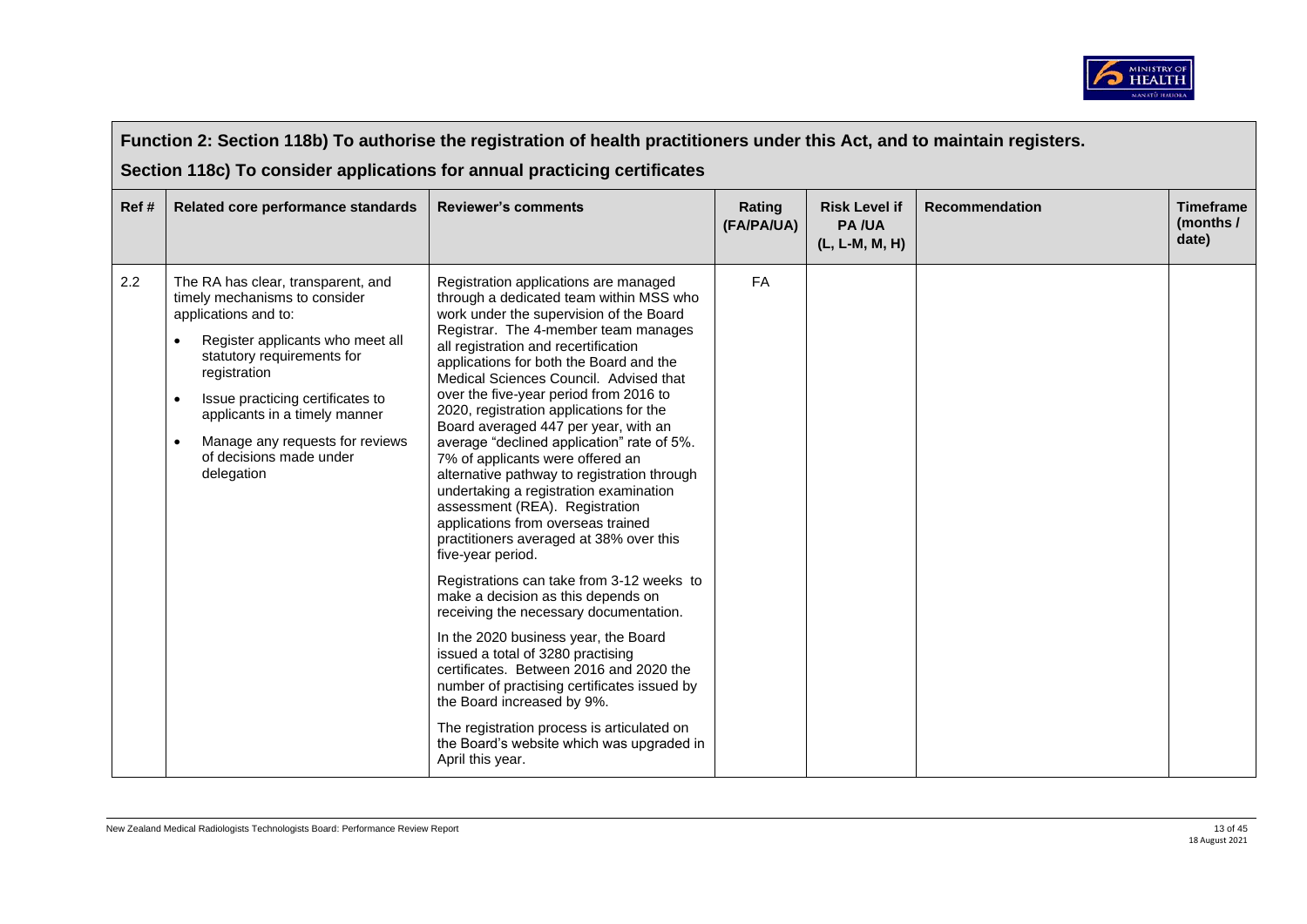## Function 2: Section 118b) To authorise the registration of health practitioners under this Act, and to maintain registers.

## Section 118c) To consider applications for annual practicing certificates

| Ref # | Related core performance standards | Reviewer's comments | Rating (FA/PA/UA) | Risk Level if PA /UA (L, L-M, M, H) | Recommendation | Timeframe (months / date) |
|---|---|---|---|---|---|---|
| 2.2 | The RA has clear, transparent, and timely mechanisms to consider applications and to:<br>• Register applicants who meet all statutory requirements for registration<br>• Issue practicing certificates to applicants in a timely manner<br>• Manage any requests for reviews of decisions made under delegation | Registration applications are managed through a dedicated team within MSS who work under the supervision of the Board Registrar. The 4-member team manages all registration and recertification applications for both the Board and the Medical Sciences Council. Advised that over the five-year period from 2016 to 2020, registration applications for the Board averaged 447 per year, with an average "declined application" rate of 5%. 7% of applicants were offered an alternative pathway to registration through undertaking a registration examination assessment (REA). Registration applications from overseas trained practitioners averaged at 38% over this five-year period.<br><br>Registrations can take from 3-12 weeks to make a decision as this depends on receiving the necessary documentation.<br><br>In the 2020 business year, the Board issued a total of 3280 practising certificates. Between 2016 and 2020 the number of practising certificates issued by the Board increased by 9%.<br><br>The registration process is articulated on the Board's website which was upgraded in April this year. | FA | | | |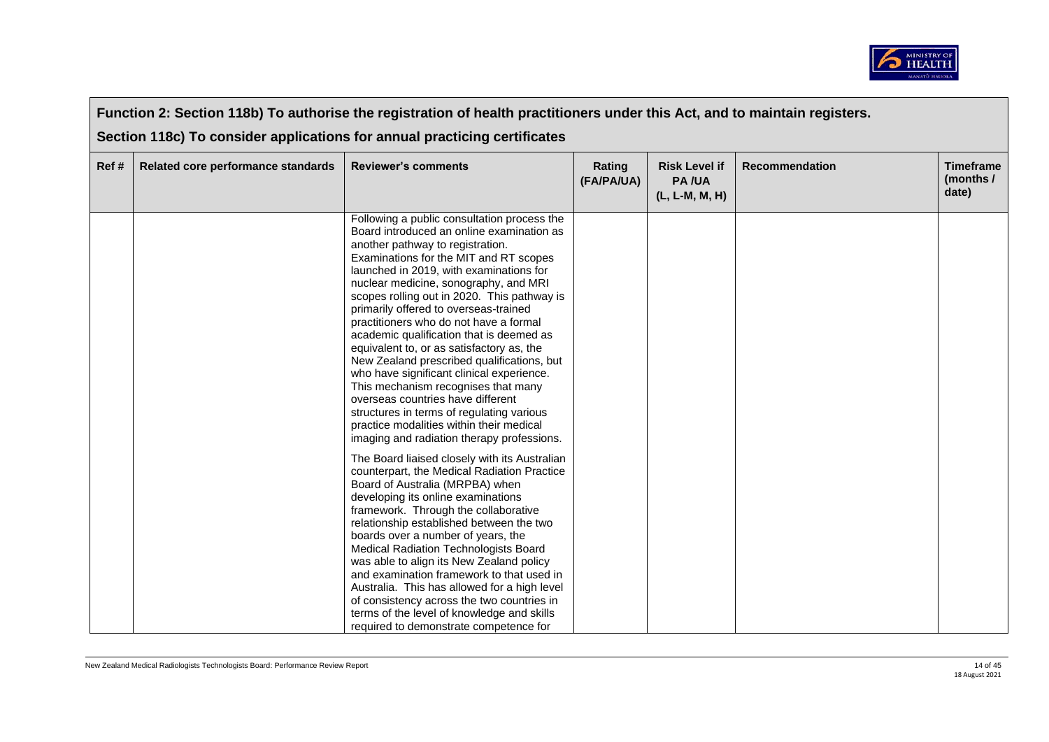| Function 2: Section 118b) To authorise the registration of health practitioners under this Act, and to maintain registers.<br><br>Section 118c) To consider applications for annual practicing certificates | | | | | | |
|---|---|---|---|---|---|---|
| **Ref #** | **Related core performance standards** | **Reviewer's comments** | **Rating (FA/PA/UA)** | **Risk Level if PA /UA (L, L-M, M, H)** | **Recommendation** | **Timeframe (months / date)** |
| | | Following a public consultation process the Board introduced an online examination as another pathway to registration. Examinations for the MIT and RT scopes launched in 2019, with examinations for nuclear medicine, sonography, and MRI scopes rolling out in 2020. This pathway is primarily offered to overseas-trained practitioners who do not have a formal academic qualification that is deemed as equivalent to, or as satisfactory as, the New Zealand prescribed qualifications, but who have significant clinical experience. This mechanism recognises that many overseas countries have different structures in terms of regulating various practice modalities within their medical imaging and radiation therapy professions.<br><br>The Board liaised closely with its Australian counterpart, the Medical Radiation Practice Board of Australia (MRPBA) when developing its online examinations framework. Through the collaborative relationship established between the two boards over a number of years, the Medical Radiation Technologists Board was able to align its New Zealand policy and examination framework to that used in Australia. This has allowed for a high level of consistency across the two countries in terms of the level of knowledge and skills required to demonstrate competence for | | | | |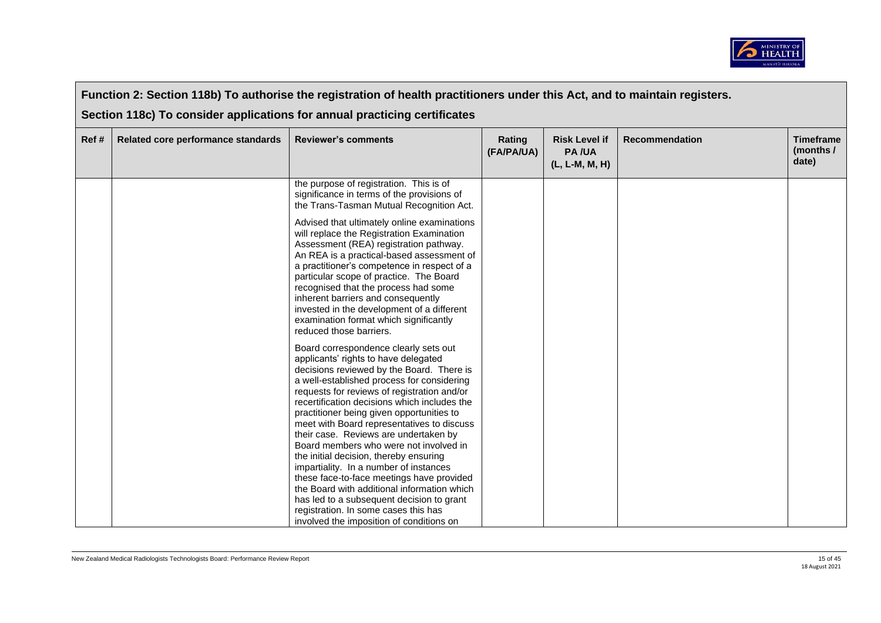## Function 2: Section 118b) To authorise the registration of health practitioners under this Act, and to maintain registers.

## Section 118c) To consider applications for annual practicing certificates

| Ref # | Related core performance standards | Reviewer's comments | Rating (FA/PA/UA) | Risk Level if PA /UA (L, L-M, M, H) | Recommendation | Timeframe (months / date) |
|---|---|---|---|---|---|---|
| | | the purpose of registration. This is of significance in terms of the provisions of the Trans-Tasman Mutual Recognition Act.<br><br>Advised that ultimately online examinations will replace the Registration Examination Assessment (REA) registration pathway. An REA is a practical-based assessment of a practitioner's competence in respect of a particular scope of practice. The Board recognised that the process had some inherent barriers and consequently invested in the development of a different examination format which significantly reduced those barriers.<br><br>Board correspondence clearly sets out applicants' rights to have delegated decisions reviewed by the Board. There is a well-established process for considering requests for reviews of registration and/or recertification decisions which includes the practitioner being given opportunities to meet with Board representatives to discuss their case. Reviews are undertaken by Board members who were not involved in the initial decision, thereby ensuring impartiality. In a number of instances these face-to-face meetings have provided the Board with additional information which has led to a subsequent decision to grant registration. In some cases this has involved the imposition of conditions on | | | | |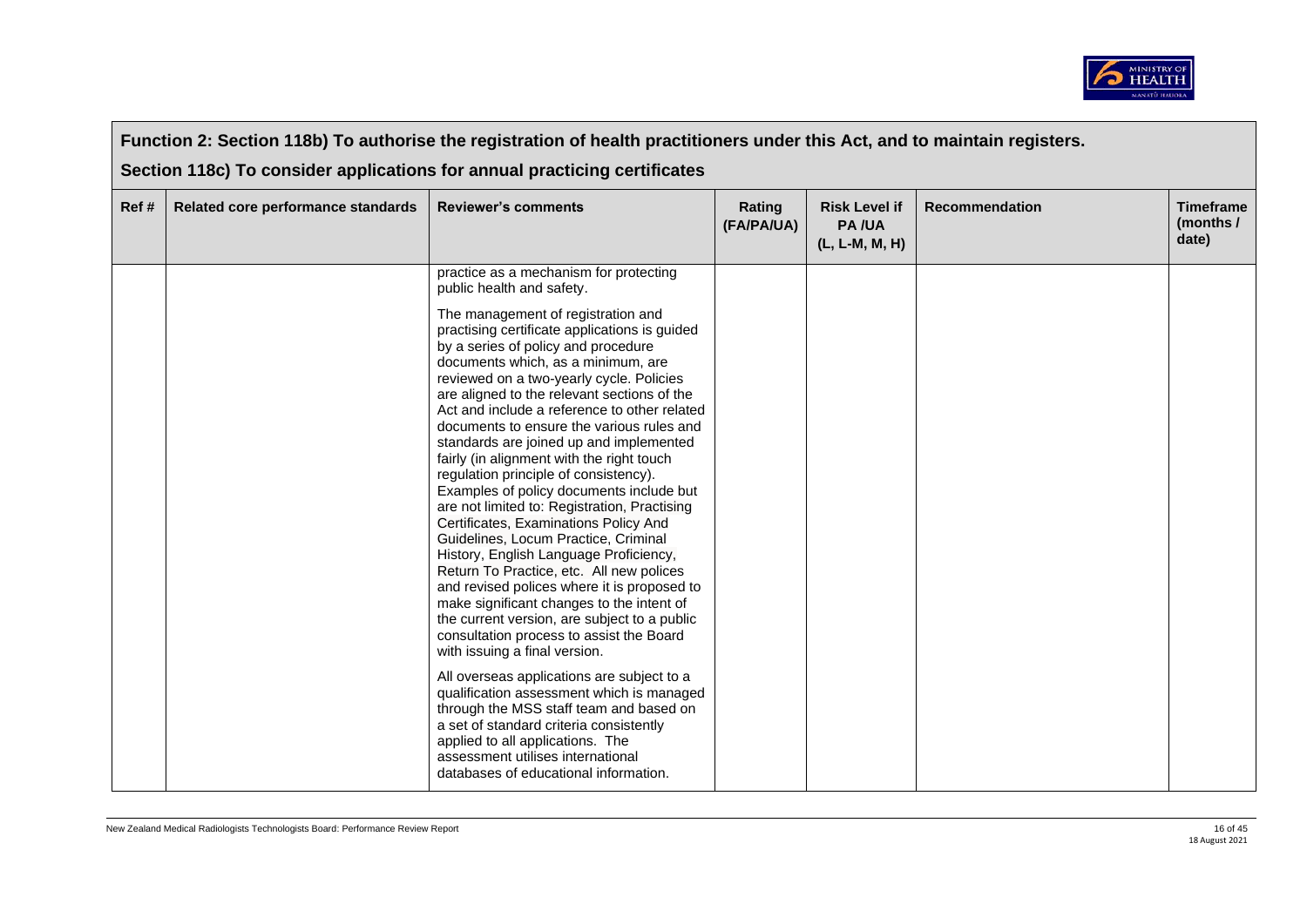| Function 2: Section 118b) To authorise the registration of health practitioners under this Act, and to maintain registers. Section 118c) To consider applications for annual practicing certificates | | | | | | |
|---|---|---|---|---|---|---|
| Ref # | Related core performance standards | Reviewer's comments | Rating (FA/PA/UA) | Risk Level if PA /UA (L, L-M, M, H) | Recommendation | Timeframe (months / date) |
| | | practice as a mechanism for protecting public health and safety.<br><br>The management of registration and practising certificate applications is guided by a series of policy and procedure documents which, as a minimum, are reviewed on a two-yearly cycle. Policies are aligned to the relevant sections of the Act and include a reference to other related documents to ensure the various rules and standards are joined up and implemented fairly (in alignment with the right touch regulation principle of consistency). Examples of policy documents include but are not limited to: Registration, Practising Certificates, Examinations Policy And Guidelines, Locum Practice, Criminal History, English Language Proficiency, Return To Practice, etc. All new polices and revised polices where it is proposed to make significant changes to the intent of the current version, are subject to a public consultation process to assist the Board with issuing a final version.<br><br>All overseas applications are subject to a qualification assessment which is managed through the MSS staff team and based on a set of standard criteria consistently applied to all applications. The assessment utilises international databases of educational information. | | | | |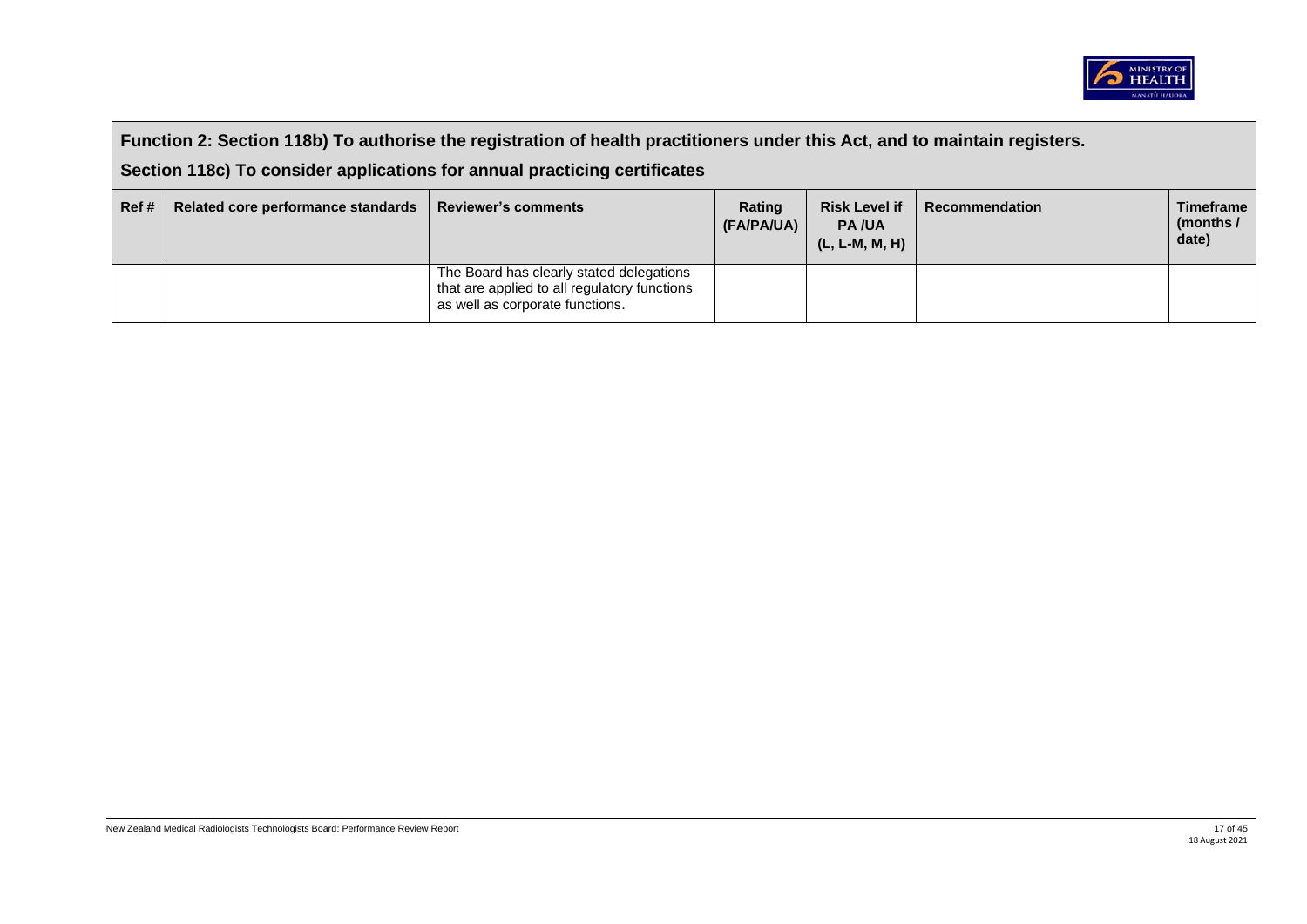**Function 2: Section 118b) To authorise the registration of health practitioners under this Act, and to maintain registers.**

**Section 118c) To consider applications for annual practicing certificates**

| Ref # | Related core performance standards | Reviewer's comments | Rating (FA/PA/UA) | Risk Level if PA /UA (L, L-M, M, H) | Recommendation | Timeframe (months / date) |
|---|---|---|---|---|---|---|
| | | The Board has clearly stated delegations that are applied to all regulatory functions as well as corporate functions. | | | | |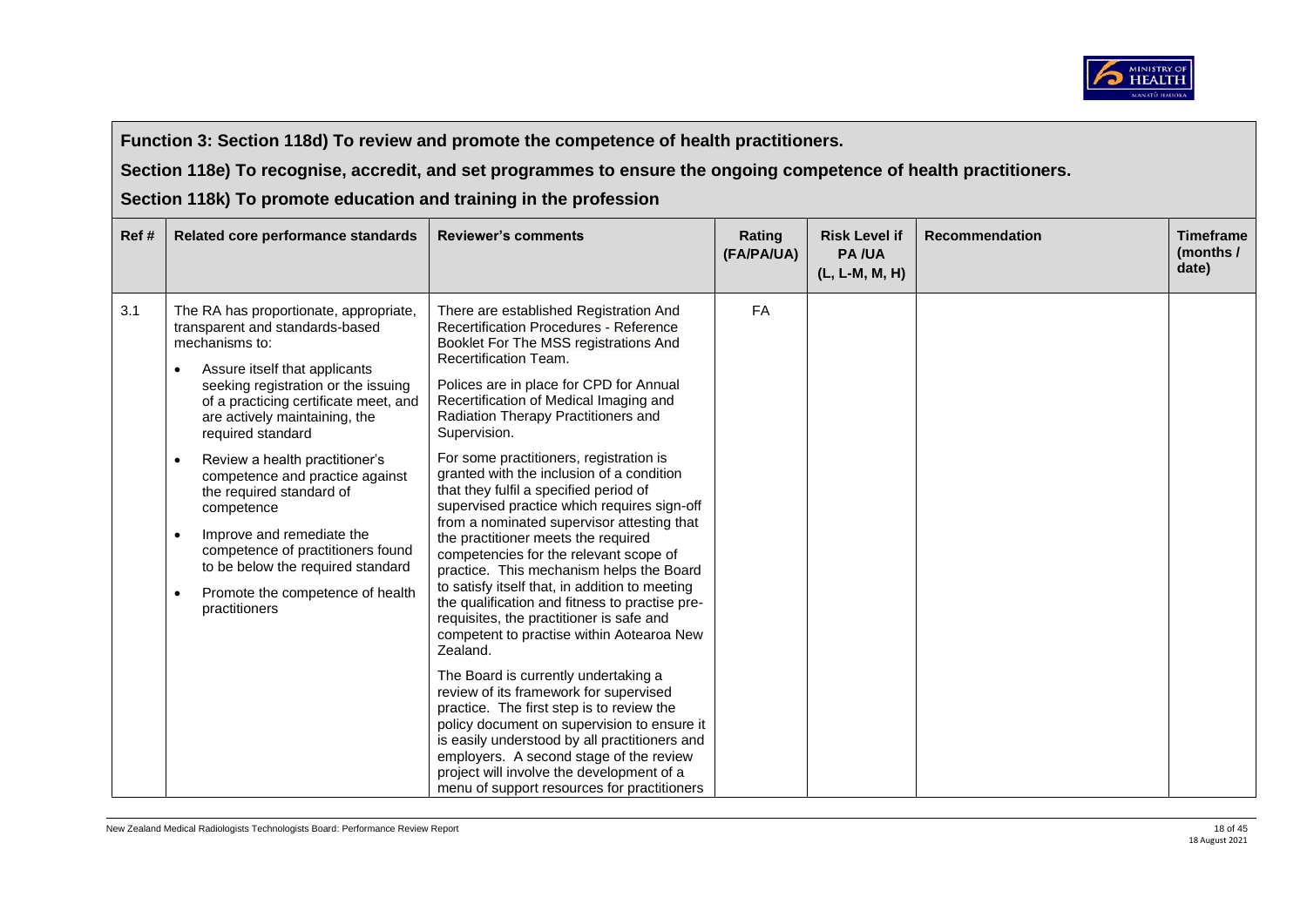**Function 3: Section 118d) To review and promote the competence of health practitioners.**

**Section 118e) To recognise, accredit, and set programmes to ensure the ongoing competence of health practitioners.**

**Section 118k) To promote education and training in the profession**

| Ref # | Related core performance standards | Reviewer's comments | Rating (FA/PA/UA) | Risk Level if PA /UA (L, L-M, M, H) | Recommendation | Timeframe (months / date) |
|---|---|---|---|---|---|---|
| 3.1 | The RA has proportionate, appropriate, transparent and standards-based mechanisms to:<br>• Assure itself that applicants seeking registration or the issuing of a practicing certificate meet, and are actively maintaining, the required standard<br>• Review a health practitioner's competence and practice against the required standard of competence<br>• Improve and remediate the competence of practitioners found to be below the required standard<br>• Promote the competence of health practitioners | There are established Registration And Recertification Procedures - Reference Booklet For The MSS registrations And Recertification Team.<br><br>Polices are in place for CPD for Annual Recertification of Medical Imaging and Radiation Therapy Practitioners and Supervision.<br><br>For some practitioners, registration is granted with the inclusion of a condition that they fulfil a specified period of supervised practice which requires sign-off from a nominated supervisor attesting that the practitioner meets the required competencies for the relevant scope of practice. This mechanism helps the Board to satisfy itself that, in addition to meeting the qualification and fitness to practise pre-requisites, the practitioner is safe and competent to practise within Aotearoa New Zealand.<br><br>The Board is currently undertaking a review of its framework for supervised practice. The first step is to review the policy document on supervision to ensure it is easily understood by all practitioners and employers. A second stage of the review project will involve the development of a menu of support resources for practitioners | FA | | | |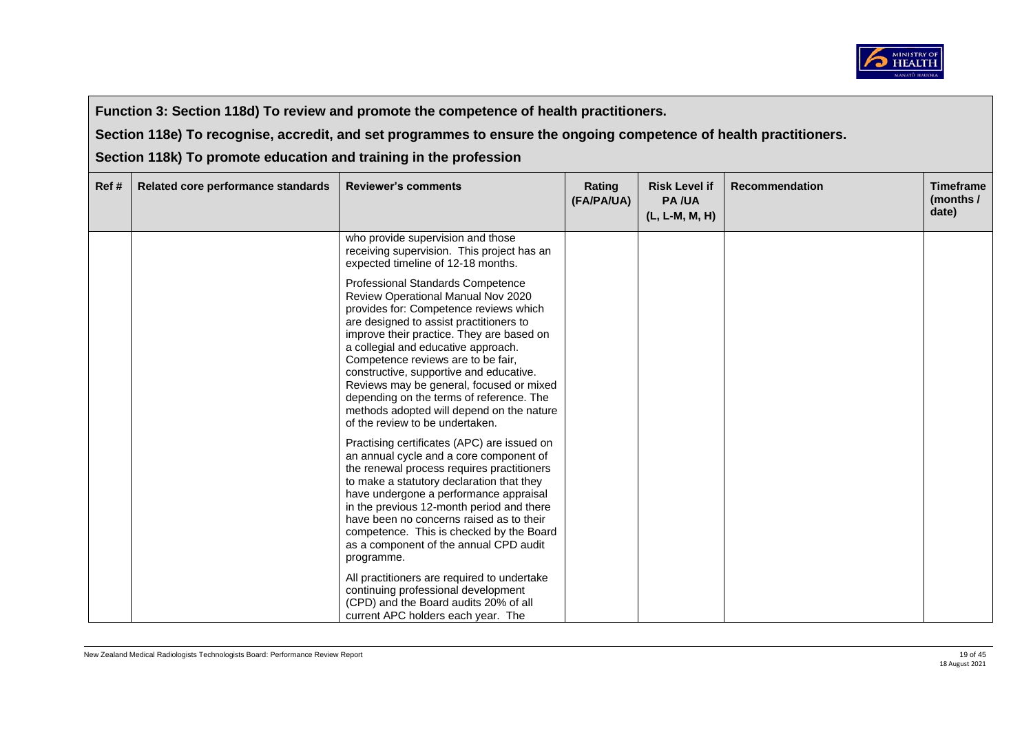**Function 3: Section 118d) To review and promote the competence of health practitioners.**

**Section 118e) To recognise, accredit, and set programmes to ensure the ongoing competence of health practitioners.**

**Section 118k) To promote education and training in the profession**

| Ref # | Related core performance standards | Reviewer's comments | Rating (FA/PA/UA) | Risk Level if PA /UA (L, L-M, M, H) | Recommendation | Timeframe (months / date) |
|---|---|---|---|---|---|---|
| | | who provide supervision and those receiving supervision. This project has an expected timeline of 12-18 months.<br><br>Professional Standards Competence Review Operational Manual Nov 2020 provides for: Competence reviews which are designed to assist practitioners to improve their practice. They are based on a collegial and educative approach. Competence reviews are to be fair, constructive, supportive and educative. Reviews may be general, focused or mixed depending on the terms of reference. The methods adopted will depend on the nature of the review to be undertaken.<br><br>Practising certificates (APC) are issued on an annual cycle and a core component of the renewal process requires practitioners to make a statutory declaration that they have undergone a performance appraisal in the previous 12-month period and there have been no concerns raised as to their competence. This is checked by the Board as a component of the annual CPD audit programme.<br><br>All practitioners are required to undertake continuing professional development (CPD) and the Board audits 20% of all current APC holders each year. The | | | | |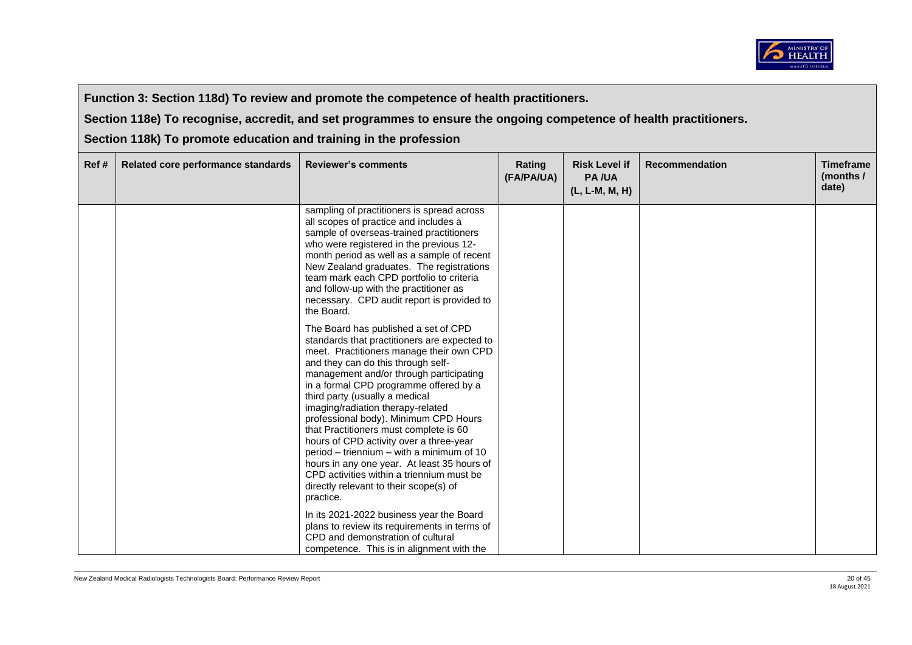**Function 3: Section 118d) To review and promote the competence of health practitioners.**

**Section 118e) To recognise, accredit, and set programmes to ensure the ongoing competence of health practitioners.**

**Section 118k) To promote education and training in the profession**

| Ref # | Related core performance standards | Reviewer's comments | Rating (FA/PA/UA) | Risk Level if PA /UA (L, L-M, M, H) | Recommendation | Timeframe (months / date) |
|---|---|---|---|---|---|---|
| | | sampling of practitioners is spread across all scopes of practice and includes a sample of overseas-trained practitioners who were registered in the previous 12-month period as well as a sample of recent New Zealand graduates. The registrations team mark each CPD portfolio to criteria and follow-up with the practitioner as necessary. CPD audit report is provided to the Board.<br><br>The Board has published a set of CPD standards that practitioners are expected to meet. Practitioners manage their own CPD and they can do this through self-management and/or through participating in a formal CPD programme offered by a third party (usually a medical imaging/radiation therapy-related professional body). Minimum CPD Hours that Practitioners must complete is 60 hours of CPD activity over a three-year period – triennium – with a minimum of 10 hours in any one year. At least 35 hours of CPD activities within a triennium must be directly relevant to their scope(s) of practice.<br><br>In its 2021-2022 business year the Board plans to review its requirements in terms of CPD and demonstration of cultural competence. This is in alignment with the | | | | |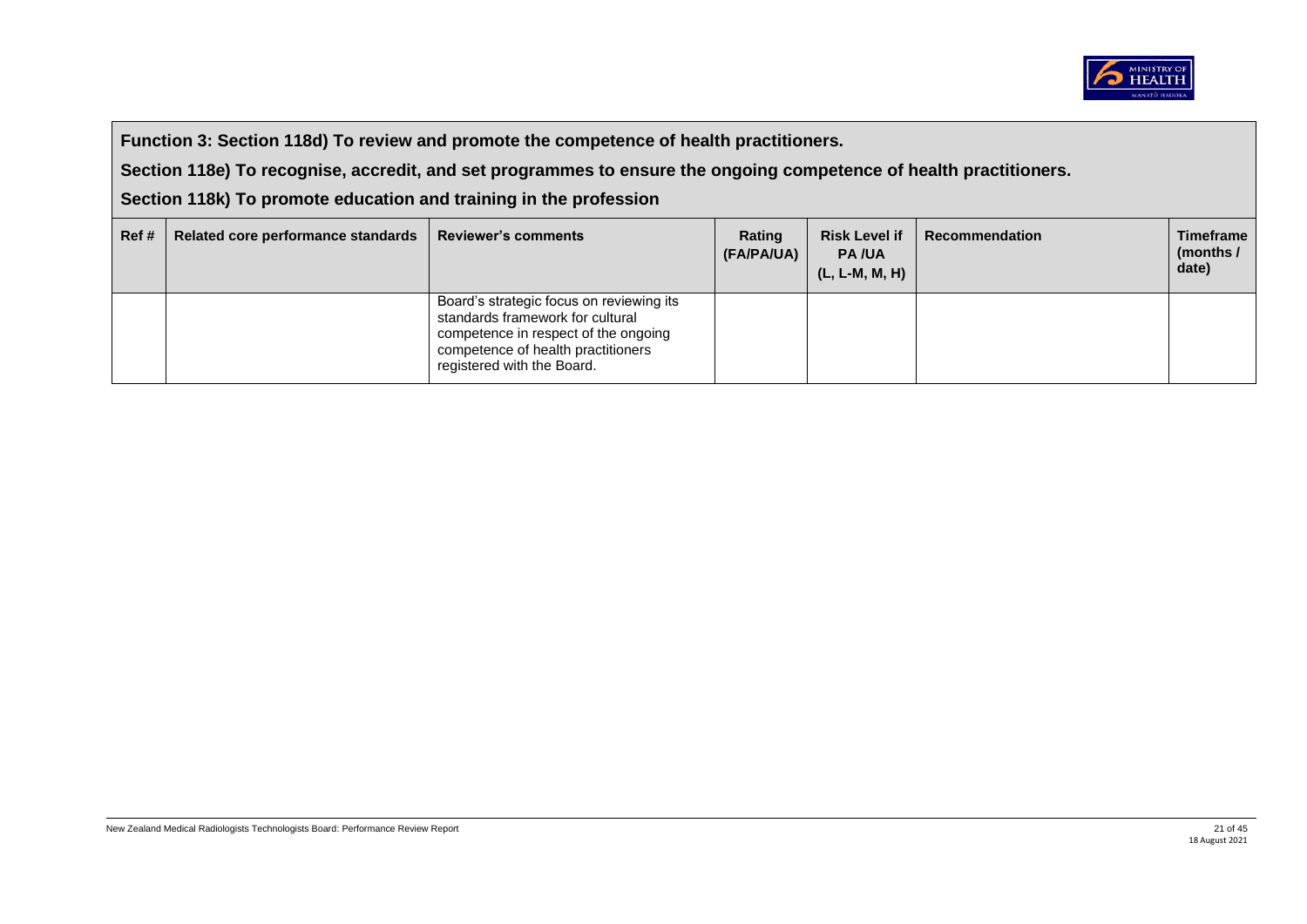| Function 3: Section 118d) To review and promote the competence of health practitioners.<br>Section 118e) To recognise, accredit, and set programmes to ensure the ongoing competence of health practitioners.<br>Section 118k) To promote education and training in the profession | | | | | | |
|---|---|---|---|---|---|---|
| **Ref #** | **Related core performance standards** | **Reviewer's comments** | **Rating (FA/PA/UA)** | **Risk Level if PA /UA (L, L-M, M, H)** | **Recommendation** | **Timeframe (months / date)** |
| | | Board's strategic focus on reviewing its standards framework for cultural competence in respect of the ongoing competence of health practitioners registered with the Board. | | | | |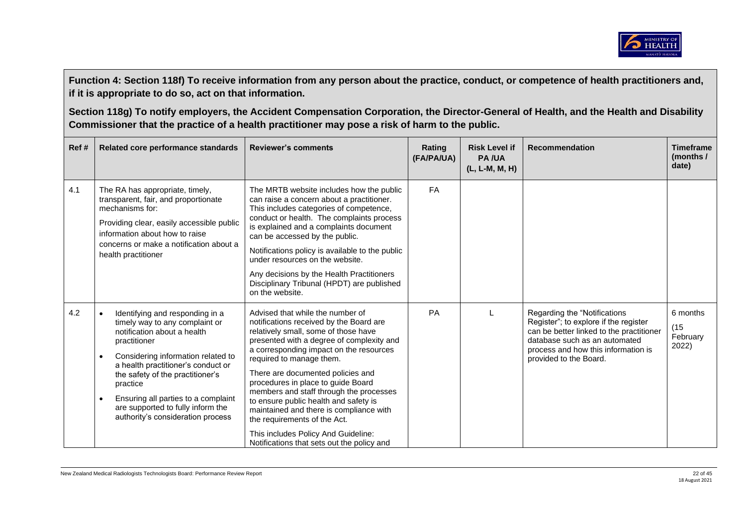**Function 4: Section 118f) To receive information from any person about the practice, conduct, or competence of health practitioners and, if it is appropriate to do so, act on that information.**

**Section 118g) To notify employers, the Accident Compensation Corporation, the Director-General of Health, and the Health and Disability Commissioner that the practice of a health practitioner may pose a risk of harm to the public.**

| Ref # | Related core performance standards | Reviewer's comments | Rating (FA/PA/UA) | Risk Level if PA /UA (L, L-M, M, H) | Recommendation | Timeframe (months / date) |
|---|---|---|---|---|---|---|
| 4.1 | The RA has appropriate, timely, transparent, fair, and proportionate mechanisms for:<br><br>Providing clear, easily accessible public information about how to raise concerns or make a notification about a health practitioner | The MRTB website includes how the public can raise a concern about a practitioner. This includes categories of competence, conduct or health. The complaints process is explained and a complaints document can be accessed by the public.<br><br>Notifications policy is available to the public under resources on the website.<br><br>Any decisions by the Health Practitioners Disciplinary Tribunal (HPDT) are published on the website. | FA | | | |
| 4.2 | • Identifying and responding in a timely way to any complaint or notification about a health practitioner<br>• Considering information related to a health practitioner's conduct or the safety of the practitioner's practice<br>• Ensuring all parties to a complaint are supported to fully inform the authority's consideration process | Advised that while the number of notifications received by the Board are relatively small, some of those have presented with a degree of complexity and a corresponding impact on the resources required to manage them.<br><br>There are documented policies and procedures in place to guide Board members and staff through the processes to ensure public health and safety is maintained and there is compliance with the requirements of the Act.<br><br>This includes Policy And Guideline: Notifications that sets out the policy and | PA | L | Regarding the "Notifications Register"; to explore if the register can be better linked to the practitioner database such as an automated process and how this information is provided to the Board. | 6 months (15 February 2022) |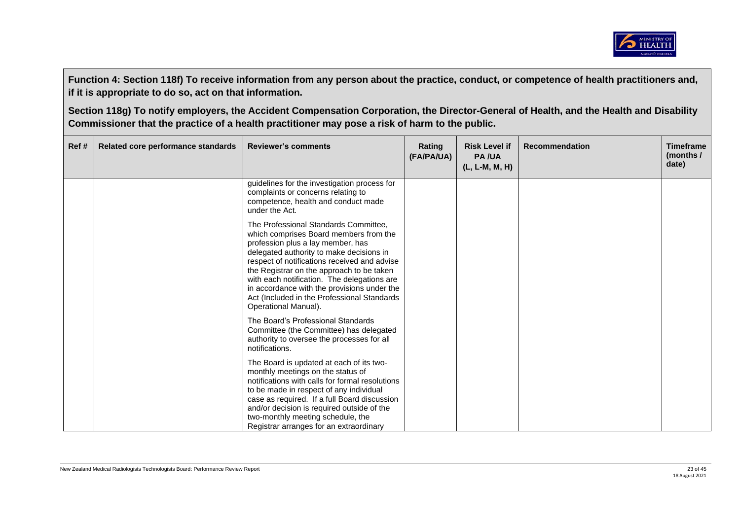**Function 4: Section 118f) To receive information from any person about the practice, conduct, or competence of health practitioners and, if it is appropriate to do so, act on that information.**

**Section 118g) To notify employers, the Accident Compensation Corporation, the Director-General of Health, and the Health and Disability Commissioner that the practice of a health practitioner may pose a risk of harm to the public.**

| Ref # | Related core performance standards | Reviewer's comments | Rating (FA/PA/UA) | Risk Level if PA /UA (L, L-M, M, H) | Recommendation | Timeframe (months / date) |
|---|---|---|---|---|---|---|
| | | guidelines for the investigation process for complaints or concerns relating to competence, health and conduct made under the Act.<br><br>The Professional Standards Committee, which comprises Board members from the profession plus a lay member, has delegated authority to make decisions in respect of notifications received and advise the Registrar on the approach to be taken with each notification. The delegations are in accordance with the provisions under the Act (Included in the Professional Standards Operational Manual).<br><br>The Board's Professional Standards Committee (the Committee) has delegated authority to oversee the processes for all notifications.<br><br>The Board is updated at each of its two-monthly meetings on the status of notifications with calls for formal resolutions to be made in respect of any individual case as required. If a full Board discussion and/or decision is required outside of the two-monthly meeting schedule, the Registrar arranges for an extraordinary | | | | |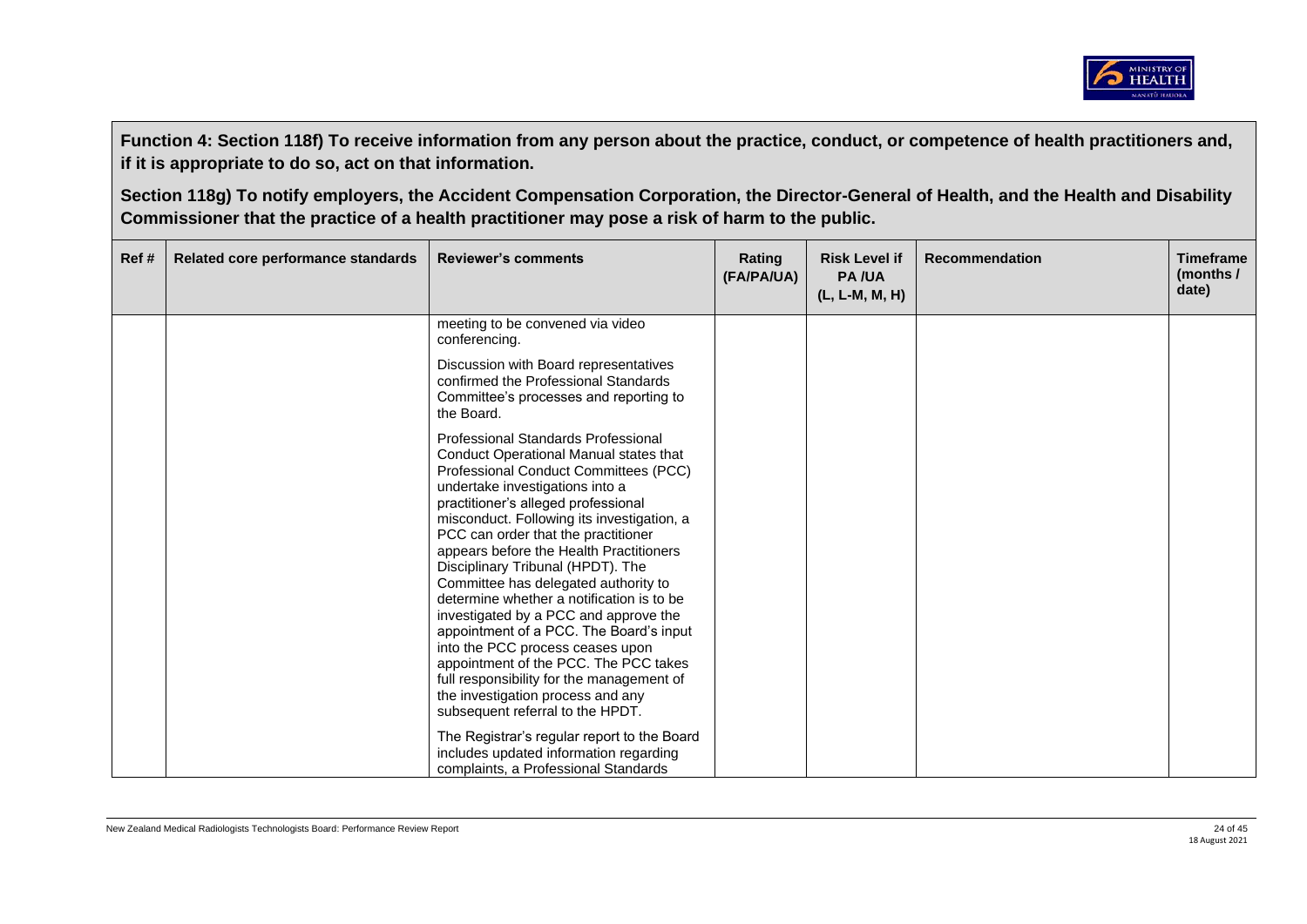**Function 4: Section 118f) To receive information from any person about the practice, conduct, or competence of health practitioners and, if it is appropriate to do so, act on that information.**

**Section 118g) To notify employers, the Accident Compensation Corporation, the Director-General of Health, and the Health and Disability Commissioner that the practice of a health practitioner may pose a risk of harm to the public.**

| Ref # | Related core performance standards | Reviewer's comments | Rating (FA/PA/UA) | Risk Level if PA /UA (L, L-M, M, H) | Recommendation | Timeframe (months / date) |
|---|---|---|---|---|---|---|
| | | meeting to be convened via video conferencing.<br><br>Discussion with Board representatives confirmed the Professional Standards Committee's processes and reporting to the Board.<br><br>Professional Standards Professional Conduct Operational Manual states that Professional Conduct Committees (PCC) undertake investigations into a practitioner's alleged professional misconduct. Following its investigation, a PCC can order that the practitioner appears before the Health Practitioners Disciplinary Tribunal (HPDT). The Committee has delegated authority to determine whether a notification is to be investigated by a PCC and approve the appointment of a PCC. The Board's input into the PCC process ceases upon appointment of the PCC. The PCC takes full responsibility for the management of the investigation process and any subsequent referral to the HPDT.<br><br>The Registrar's regular report to the Board includes updated information regarding complaints, a Professional Standards | | | | |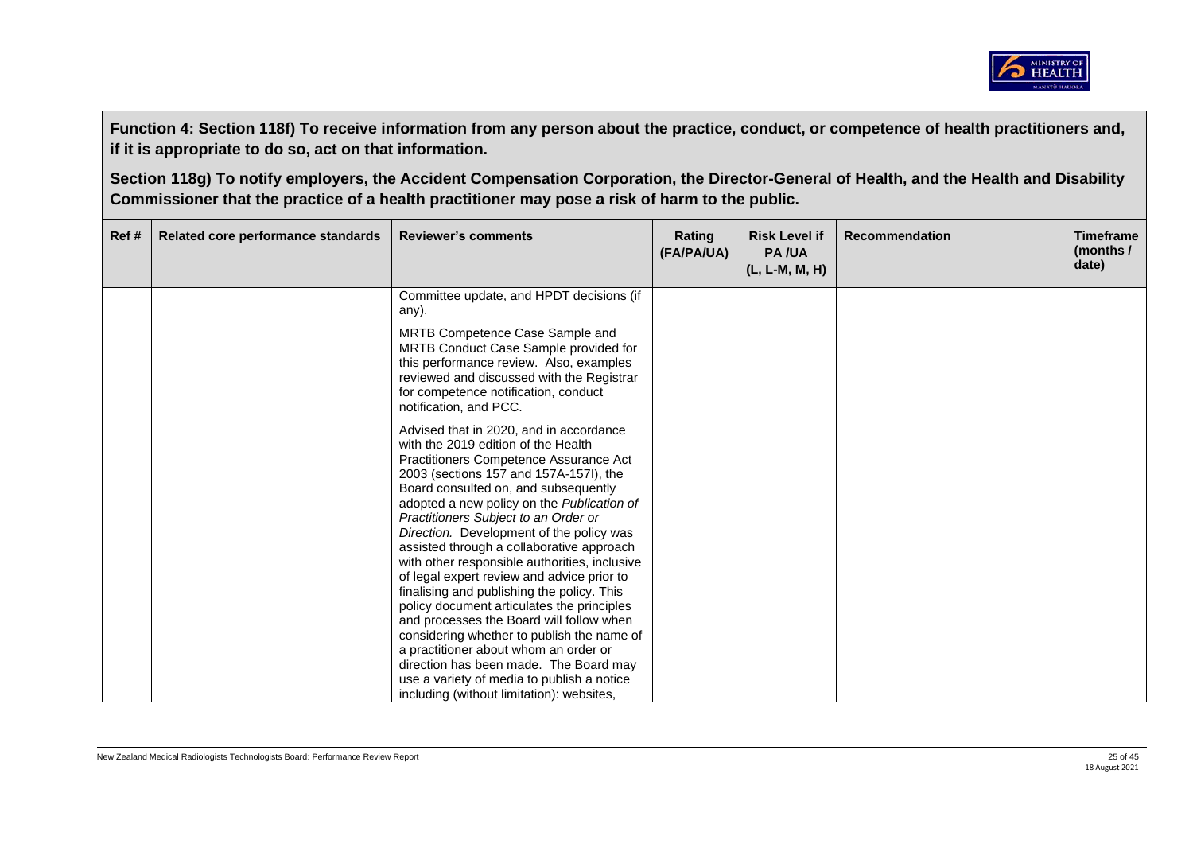**Function 4: Section 118f) To receive information from any person about the practice, conduct, or competence of health practitioners and, if it is appropriate to do so, act on that information.**

**Section 118g) To notify employers, the Accident Compensation Corporation, the Director-General of Health, and the Health and Disability Commissioner that the practice of a health practitioner may pose a risk of harm to the public.**

| Ref # | Related core performance standards | Reviewer's comments | Rating (FA/PA/UA) | Risk Level if PA /UA (L, L-M, M, H) | Recommendation | Timeframe (months / date) |
|---|---|---|---|---|---|---|
| | | Committee update, and HPDT decisions (if any).<br><br>MRTB Competence Case Sample and MRTB Conduct Case Sample provided for this performance review. Also, examples reviewed and discussed with the Registrar for competence notification, conduct notification, and PCC.<br><br>Advised that in 2020, and in accordance with the 2019 edition of the Health Practitioners Competence Assurance Act 2003 (sections 157 and 157A-157I), the Board consulted on, and subsequently adopted a new policy on the *Publication of Practitioners Subject to an Order or Direction.* Development of the policy was assisted through a collaborative approach with other responsible authorities, inclusive of legal expert review and advice prior to finalising and publishing the policy. This policy document articulates the principles and processes the Board will follow when considering whether to publish the name of a practitioner about whom an order or direction has been made. The Board may use a variety of media to publish a notice including (without limitation): websites, | | | | |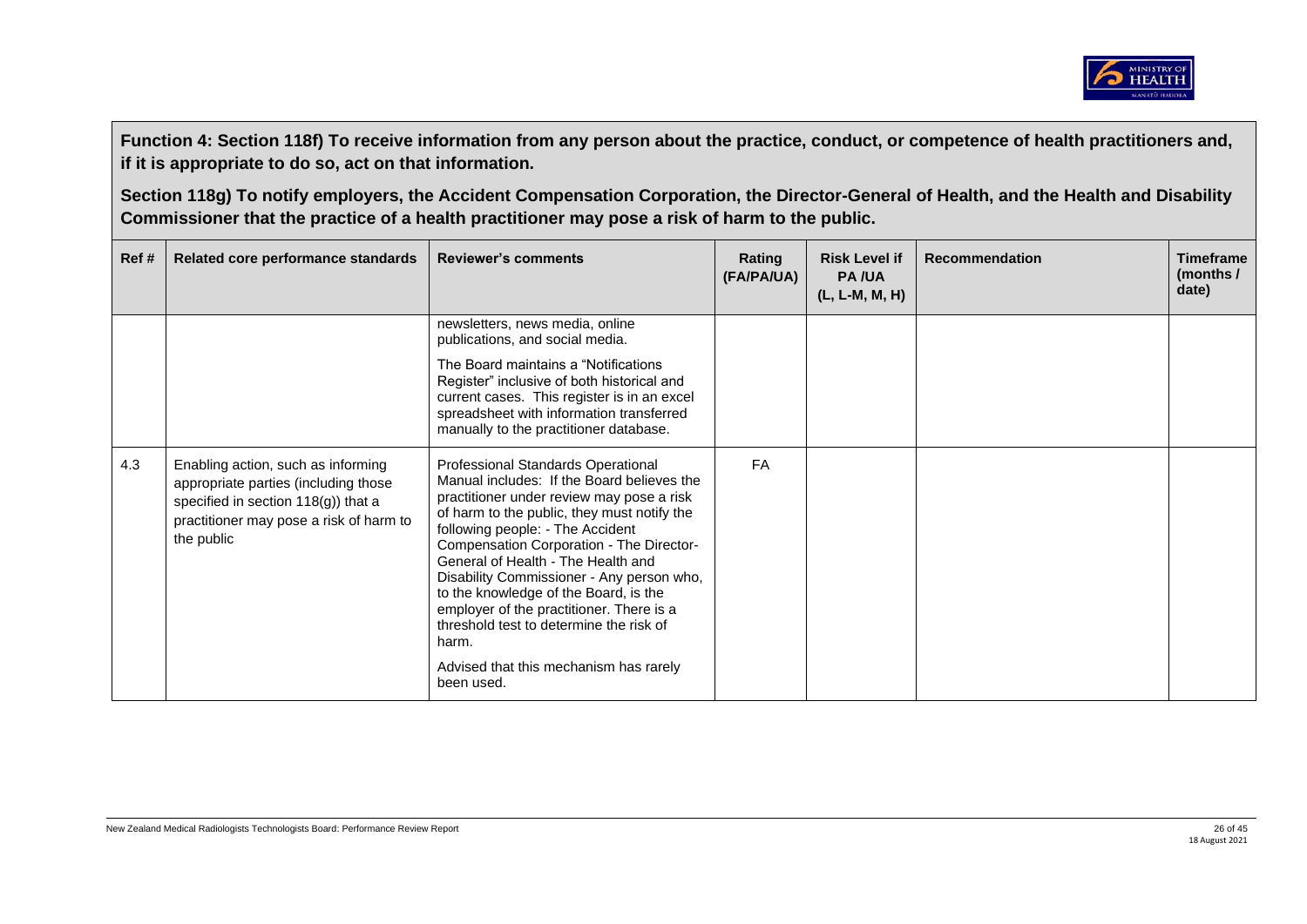**Function 4: Section 118f) To receive information from any person about the practice, conduct, or competence of health practitioners and, if it is appropriate to do so, act on that information.**

**Section 118g) To notify employers, the Accident Compensation Corporation, the Director-General of Health, and the Health and Disability Commissioner that the practice of a health practitioner may pose a risk of harm to the public.**

| Ref # | Related core performance standards | Reviewer's comments | Rating (FA/PA/UA) | Risk Level if PA /UA (L, L-M, M, H) | Recommendation | Timeframe (months / date) |
|---|---|---|---|---|---|---|
| | | newsletters, news media, online publications, and social media.<br><br>The Board maintains a "Notifications Register" inclusive of both historical and current cases. This register is in an excel spreadsheet with information transferred manually to the practitioner database. | | | | |
| 4.3 | Enabling action, such as informing appropriate parties (including those specified in section 118(g)) that a practitioner may pose a risk of harm to the public | Professional Standards Operational Manual includes: If the Board believes the practitioner under review may pose a risk of harm to the public, they must notify the following people: - The Accident Compensation Corporation - The Director-General of Health - The Health and Disability Commissioner - Any person who, to the knowledge of the Board, is the employer of the practitioner. There is a threshold test to determine the risk of harm.<br><br>Advised that this mechanism has rarely been used. | FA | | | |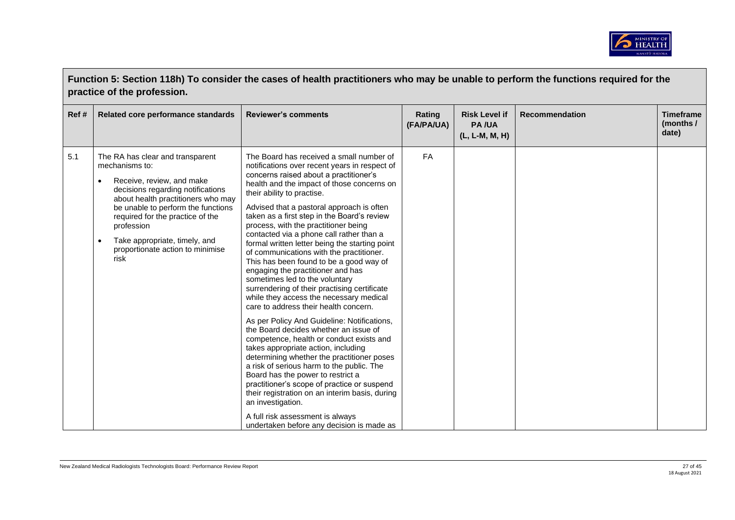**Function 5: Section 118h) To consider the cases of health practitioners who may be unable to perform the functions required for the practice of the profession.**

| Ref # | Related core performance standards | Reviewer's comments | Rating (FA/PA/UA) | Risk Level if PA /UA (L, L-M, M, H) | Recommendation | Timeframe (months / date) |
|---|---|---|---|---|---|---|
| 5.1 | The RA has clear and transparent mechanisms to:<br>• Receive, review, and make decisions regarding notifications about health practitioners who may be unable to perform the functions required for the practice of the profession<br>• Take appropriate, timely, and proportionate action to minimise risk | The Board has received a small number of notifications over recent years in respect of concerns raised about a practitioner's health and the impact of those concerns on their ability to practise.<br><br>Advised that a pastoral approach is often taken as a first step in the Board's review process, with the practitioner being contacted via a phone call rather than a formal written letter being the starting point of communications with the practitioner. This has been found to be a good way of engaging the practitioner and has sometimes led to the voluntary surrendering of their practising certificate while they access the necessary medical care to address their health concern.<br><br>As per Policy And Guideline: Notifications, the Board decides whether an issue of competence, health or conduct exists and takes appropriate action, including determining whether the practitioner poses a risk of serious harm to the public. The Board has the power to restrict a practitioner's scope of practice or suspend their registration on an interim basis, during an investigation.<br><br>A full risk assessment is always undertaken before any decision is made as | FA | | | |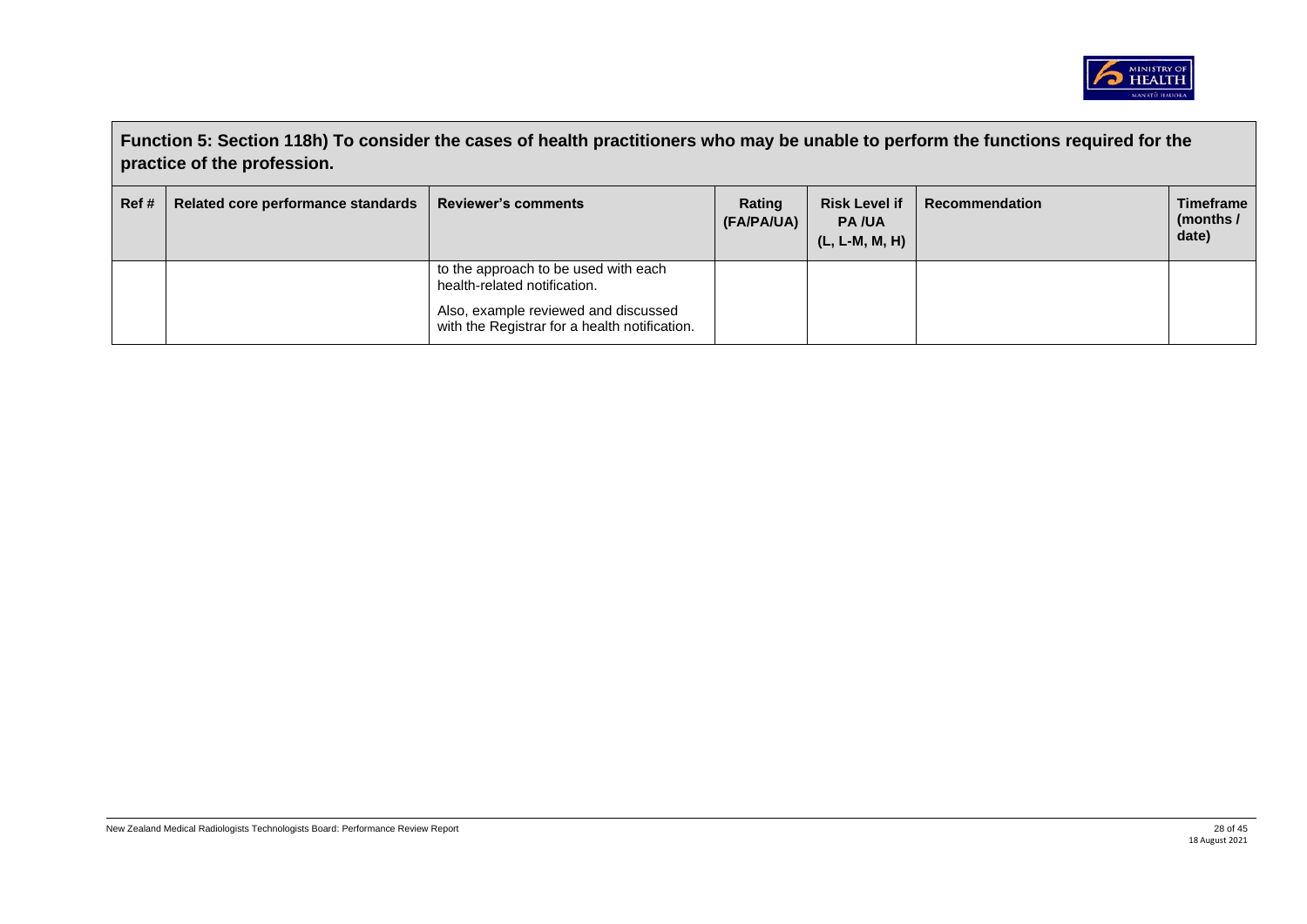| Function 5: Section 118h) To consider the cases of health practitioners who may be unable to perform the functions required for the practice of the profession. | | | | | | |
|---|---|---|---|---|---|---|
| **Ref #** | **Related core performance standards** | **Reviewer's comments** | **Rating (FA/PA/UA)** | **Risk Level if PA /UA (L, L-M, M, H)** | **Recommendation** | **Timeframe (months / date)** |
| | | to the approach to be used with each health-related notification.<br><br>Also, example reviewed and discussed with the Registrar for a health notification. | | | | |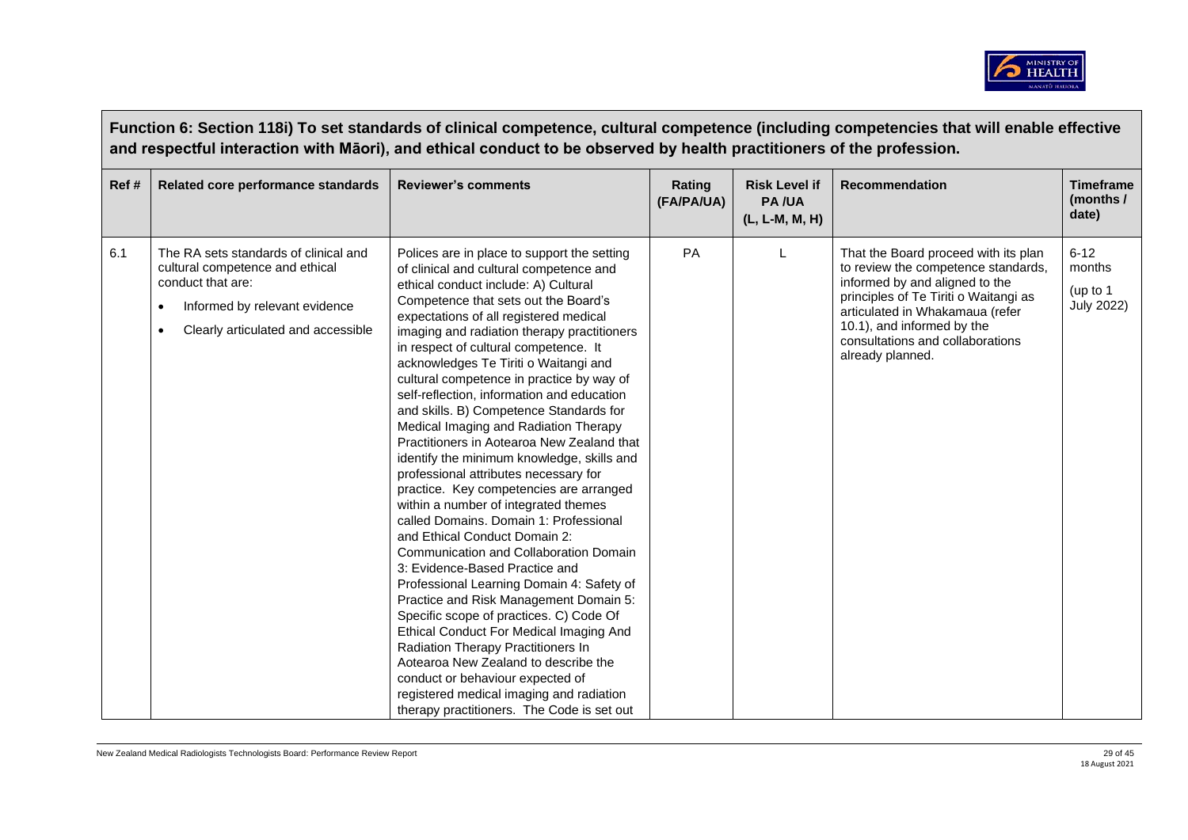## Function 6: Section 118i) To set standards of clinical competence, cultural competence (including competencies that will enable effective and respectful interaction with Māori), and ethical conduct to be observed by health practitioners of the profession.

| Ref # | Related core performance standards | Reviewer's comments | Rating (FA/PA/UA) | Risk Level if PA /UA (L, L-M, M, H) | Recommendation | Timeframe (months / date) |
|---|---|---|---|---|---|---|
| 6.1 | The RA sets standards of clinical and cultural competence and ethical conduct that are:<br>• Informed by relevant evidence<br>• Clearly articulated and accessible | Polices are in place to support the setting of clinical and cultural competence and ethical conduct include: A) Cultural Competence that sets out the Board's expectations of all registered medical imaging and radiation therapy practitioners in respect of cultural competence. It acknowledges Te Tiriti o Waitangi and cultural competence in practice by way of self-reflection, information and education and skills. B) Competence Standards for Medical Imaging and Radiation Therapy Practitioners in Aotearoa New Zealand that identify the minimum knowledge, skills and professional attributes necessary for practice. Key competencies are arranged within a number of integrated themes called Domains. Domain 1: Professional and Ethical Conduct Domain 2: Communication and Collaboration Domain 3: Evidence-Based Practice and Professional Learning Domain 4: Safety of Practice and Risk Management Domain 5: Specific scope of practices. C) Code Of Ethical Conduct For Medical Imaging And Radiation Therapy Practitioners In Aotearoa New Zealand to describe the conduct or behaviour expected of registered medical imaging and radiation therapy practitioners. The Code is set out | PA | L | That the Board proceed with its plan to review the competence standards, informed by and aligned to the principles of Te Tiriti o Waitangi as articulated in Whakamaua (refer 10.1), and informed by the consultations and collaborations already planned. | 6-12 months (up to 1 July 2022) |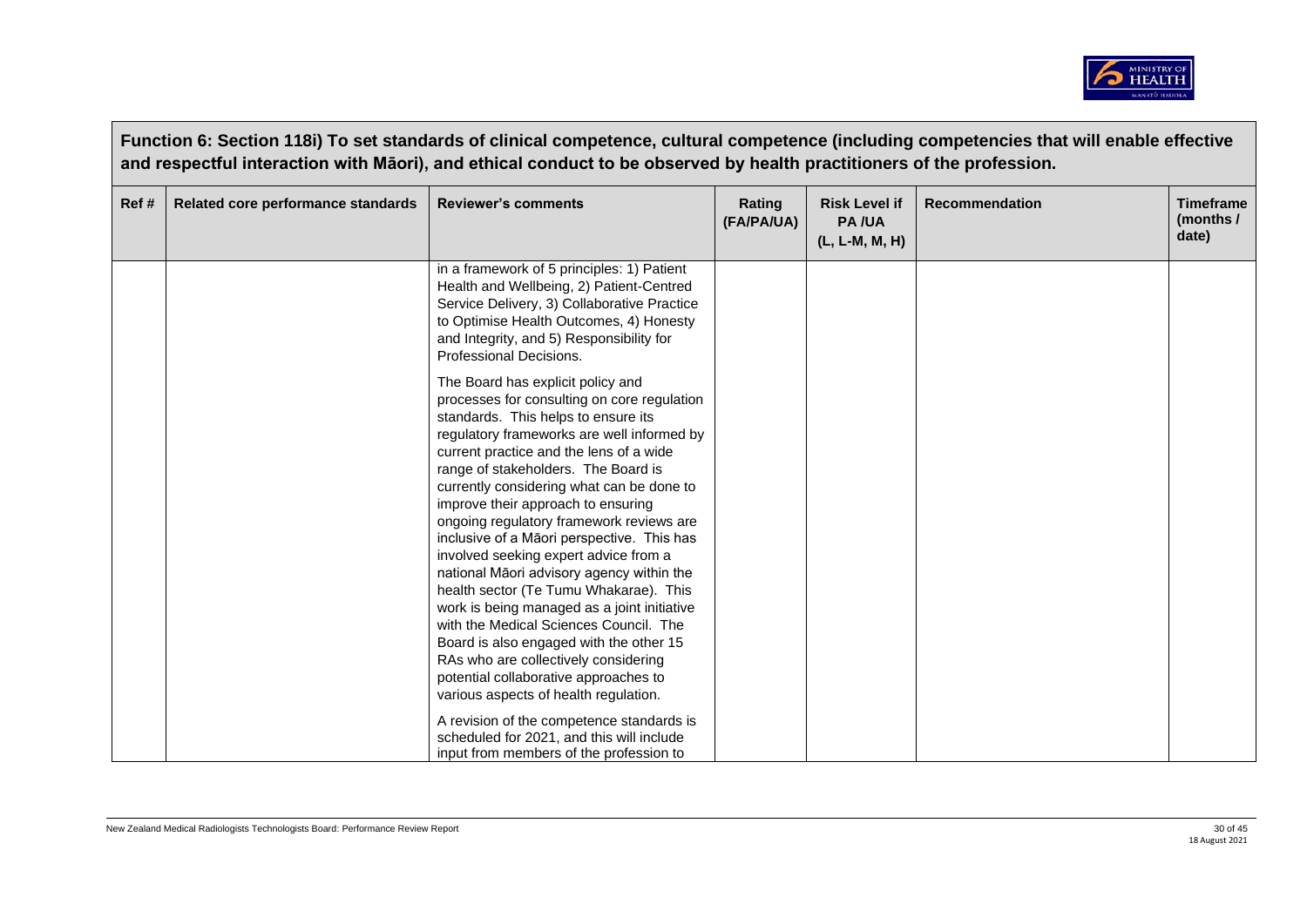**Function 6: Section 118i) To set standards of clinical competence, cultural competence (including competencies that will enable effective and respectful interaction with Māori), and ethical conduct to be observed by health practitioners of the profession.**

| Ref # | Related core performance standards | Reviewer's comments | Rating (FA/PA/UA) | Risk Level if PA /UA (L, L-M, M, H) | Recommendation | Timeframe (months / date) |
|---|---|---|---|---|---|---|
| | | in a framework of 5 principles: 1) Patient Health and Wellbeing, 2) Patient-Centred Service Delivery, 3) Collaborative Practice to Optimise Health Outcomes, 4) Honesty and Integrity, and 5) Responsibility for Professional Decisions.<br><br>The Board has explicit policy and processes for consulting on core regulation standards. This helps to ensure its regulatory frameworks are well informed by current practice and the lens of a wide range of stakeholders. The Board is currently considering what can be done to improve their approach to ensuring ongoing regulatory framework reviews are inclusive of a Māori perspective. This has involved seeking expert advice from a national Māori advisory agency within the health sector (Te Tumu Whakarae). This work is being managed as a joint initiative with the Medical Sciences Council. The Board is also engaged with the other 15 RAs who are collectively considering potential collaborative approaches to various aspects of health regulation.<br><br>A revision of the competence standards is scheduled for 2021, and this will include input from members of the profession to | | | | |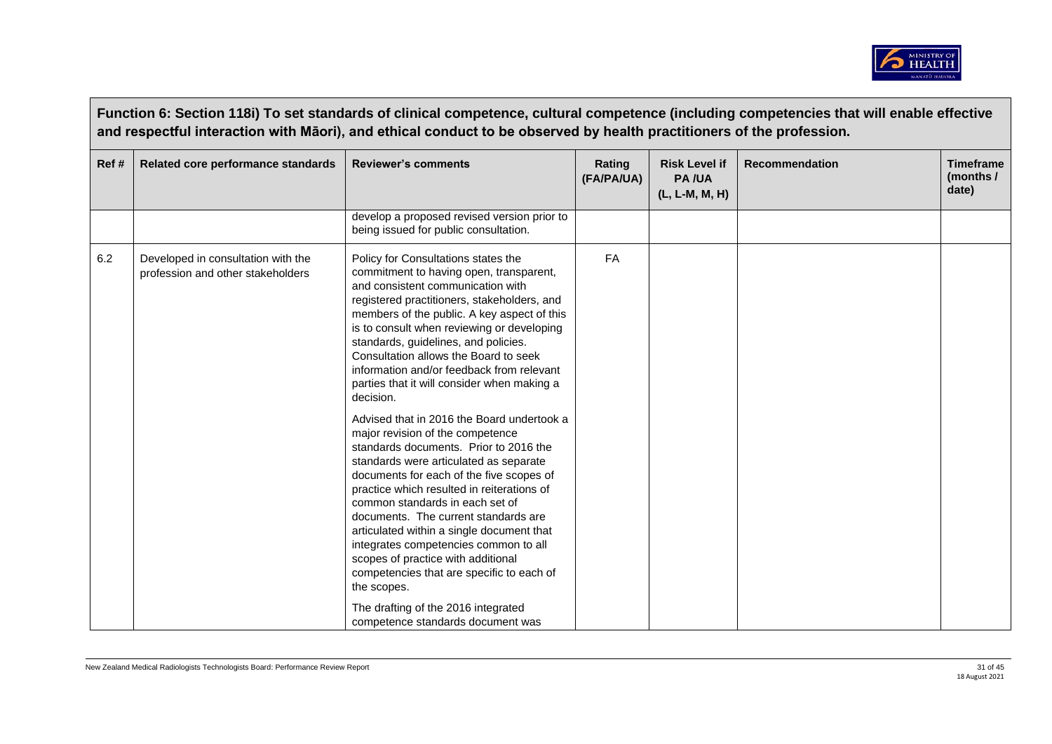**Function 6: Section 118i) To set standards of clinical competence, cultural competence (including competencies that will enable effective and respectful interaction with Māori), and ethical conduct to be observed by health practitioners of the profession.**

| Ref # | Related core performance standards | Reviewer's comments | Rating (FA/PA/UA) | Risk Level if PA /UA (L, L-M, M, H) | Recommendation | Timeframe (months / date) |
|---|---|---|---|---|---|---|
| | | develop a proposed revised version prior to being issued for public consultation. | | | | |
| 6.2 | Developed in consultation with the profession and other stakeholders | Policy for Consultations states the commitment to having open, transparent, and consistent communication with registered practitioners, stakeholders, and members of the public. A key aspect of this is to consult when reviewing or developing standards, guidelines, and policies. Consultation allows the Board to seek information and/or feedback from relevant parties that it will consider when making a decision.<br><br>Advised that in 2016 the Board undertook a major revision of the competence standards documents. Prior to 2016 the standards were articulated as separate documents for each of the five scopes of practice which resulted in reiterations of common standards in each set of documents. The current standards are articulated within a single document that integrates competencies common to all scopes of practice with additional competencies that are specific to each of the scopes.<br><br>The drafting of the 2016 integrated competence standards document was | FA | | | |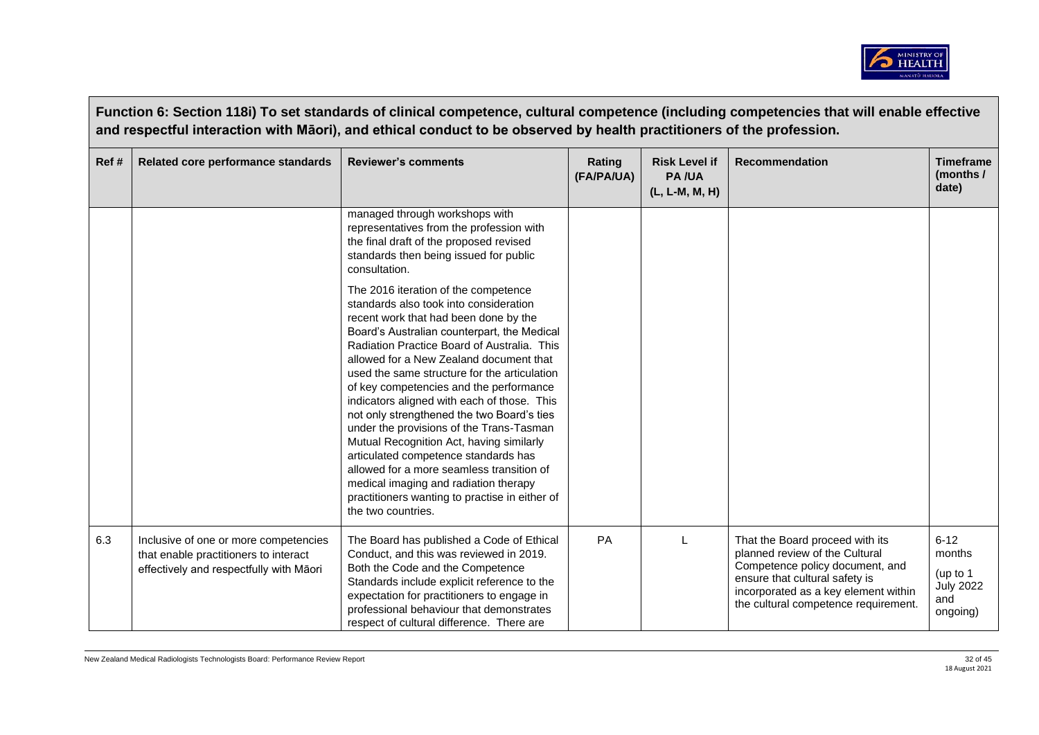**Function 6: Section 118i) To set standards of clinical competence, cultural competence (including competencies that will enable effective and respectful interaction with Māori), and ethical conduct to be observed by health practitioners of the profession.**

| Ref # | Related core performance standards | Reviewer's comments | Rating (FA/PA/UA) | Risk Level if PA /UA (L, L-M, M, H) | Recommendation | Timeframe (months / date) |
|---|---|---|---|---|---|---|
| | | managed through workshops with representatives from the profession with the final draft of the proposed revised standards then being issued for public consultation.<br><br>The 2016 iteration of the competence standards also took into consideration recent work that had been done by the Board's Australian counterpart, the Medical Radiation Practice Board of Australia. This allowed for a New Zealand document that used the same structure for the articulation of key competencies and the performance indicators aligned with each of those. This not only strengthened the two Board's ties under the provisions of the Trans-Tasman Mutual Recognition Act, having similarly articulated competence standards has allowed for a more seamless transition of medical imaging and radiation therapy practitioners wanting to practise in either of the two countries. | | | | |
| 6.3 | Inclusive of one or more competencies that enable practitioners to interact effectively and respectfully with Māori | The Board has published a Code of Ethical Conduct, and this was reviewed in 2019. Both the Code and the Competence Standards include explicit reference to the expectation for practitioners to engage in professional behaviour that demonstrates respect of cultural difference. There are | PA | L | That the Board proceed with its planned review of the Cultural Competence policy document, and ensure that cultural safety is incorporated as a key element within the cultural competence requirement. | 6-12 months (up to 1 July 2022 and ongoing) |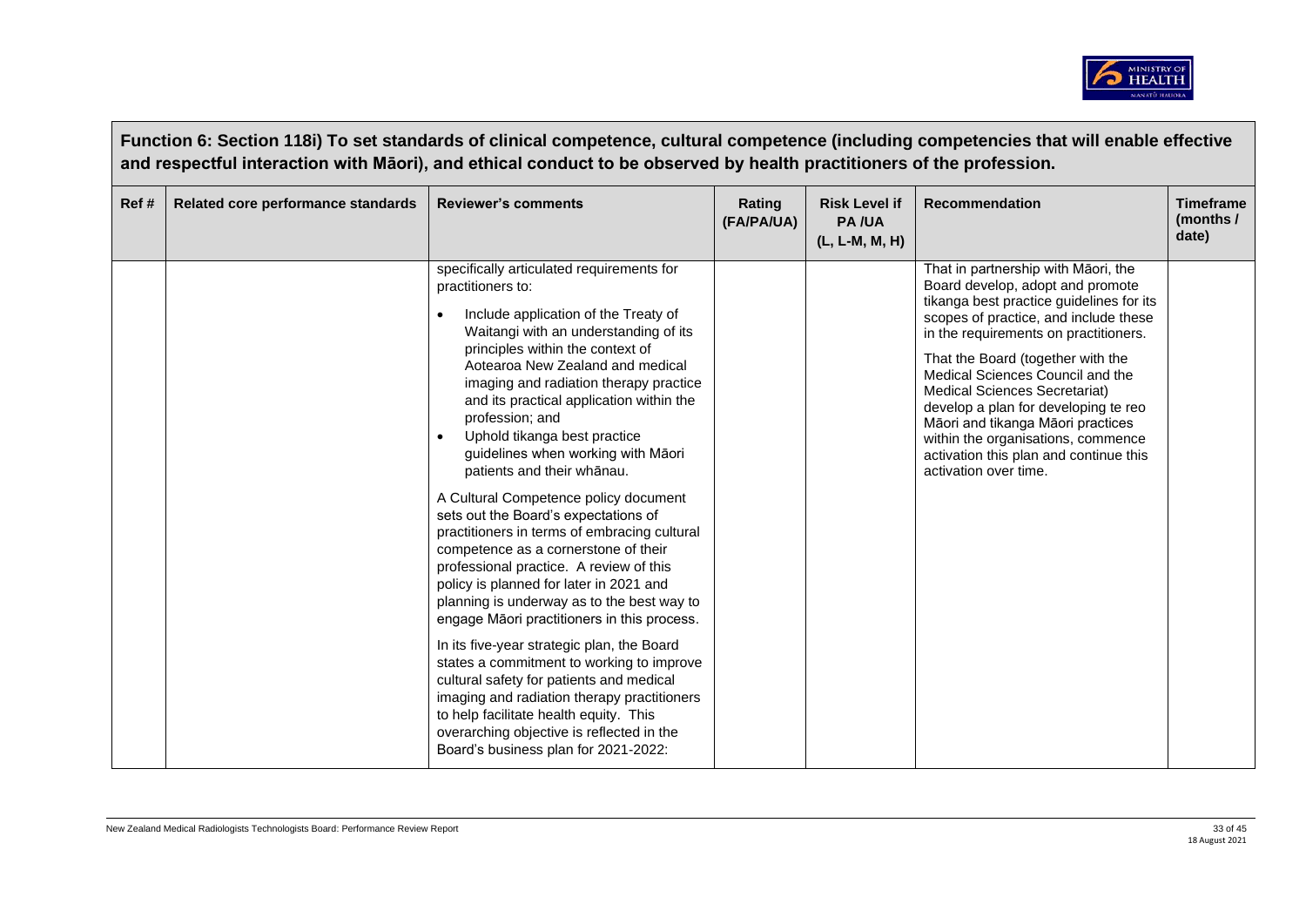**Function 6: Section 118i) To set standards of clinical competence, cultural competence (including competencies that will enable effective and respectful interaction with Māori), and ethical conduct to be observed by health practitioners of the profession.**

| Ref # | Related core performance standards | Reviewer's comments | Rating (FA/PA/UA) | Risk Level if PA /UA (L, L-M, M, H) | Recommendation | Timeframe (months / date) |
|---|---|---|---|---|---|---|
| | | specifically articulated requirements for practitioners to:<br>• Include application of the Treaty of Waitangi with an understanding of its principles within the context of Aotearoa New Zealand and medical imaging and radiation therapy practice and its practical application within the profession; and<br>• Uphold tikanga best practice guidelines when working with Māori patients and their whānau.<br><br>A Cultural Competence policy document sets out the Board's expectations of practitioners in terms of embracing cultural competence as a cornerstone of their professional practice. A review of this policy is planned for later in 2021 and planning is underway as to the best way to engage Māori practitioners in this process.<br><br>In its five-year strategic plan, the Board states a commitment to working to improve cultural safety for patients and medical imaging and radiation therapy practitioners to help facilitate health equity. This overarching objective is reflected in the Board's business plan for 2021-2022: | | | That in partnership with Māori, the Board develop, adopt and promote tikanga best practice guidelines for its scopes of practice, and include these in the requirements on practitioners.<br><br>That the Board (together with the Medical Sciences Council and the Medical Sciences Secretariat) develop a plan for developing te reo Māori and tikanga Māori practices within the organisations, commence activation this plan and continue this activation over time. | |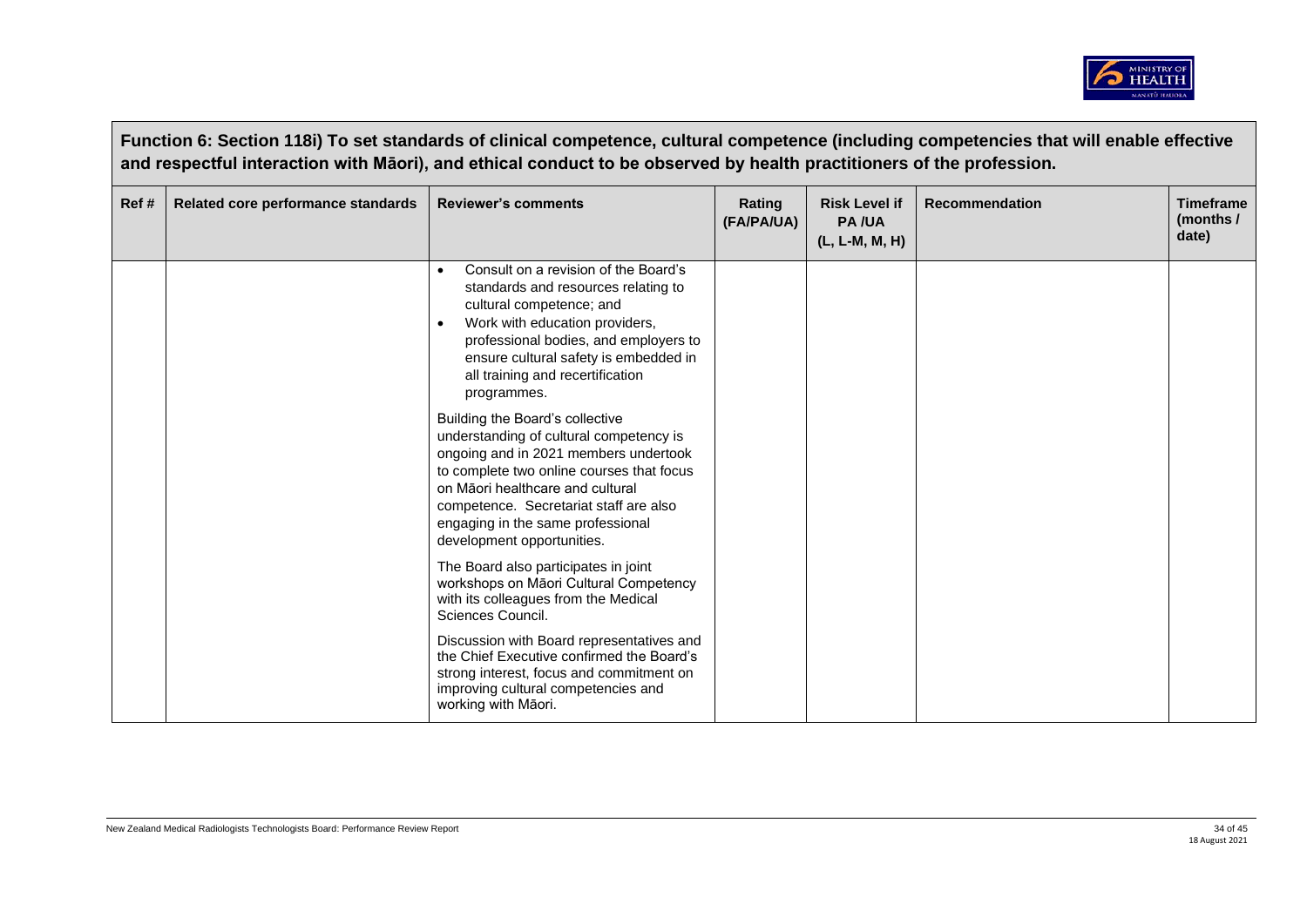**Function 6: Section 118i) To set standards of clinical competence, cultural competence (including competencies that will enable effective and respectful interaction with Māori), and ethical conduct to be observed by health practitioners of the profession.**

| Ref # | Related core performance standards | Reviewer's comments | Rating (FA/PA/UA) | Risk Level if PA /UA (L, L-M, M, H) | Recommendation | Timeframe (months / date) |
|---|---|---|---|---|---|---|
| | | • Consult on a revision of the Board's standards and resources relating to cultural competence; and<br>• Work with education providers, professional bodies, and employers to ensure cultural safety is embedded in all training and recertification programmes.<br><br>Building the Board's collective understanding of cultural competency is ongoing and in 2021 members undertook to complete two online courses that focus on Māori healthcare and cultural competence. Secretariat staff are also engaging in the same professional development opportunities.<br><br>The Board also participates in joint workshops on Māori Cultural Competency with its colleagues from the Medical Sciences Council.<br><br>Discussion with Board representatives and the Chief Executive confirmed the Board's strong interest, focus and commitment on improving cultural competencies and working with Māori. | | | | |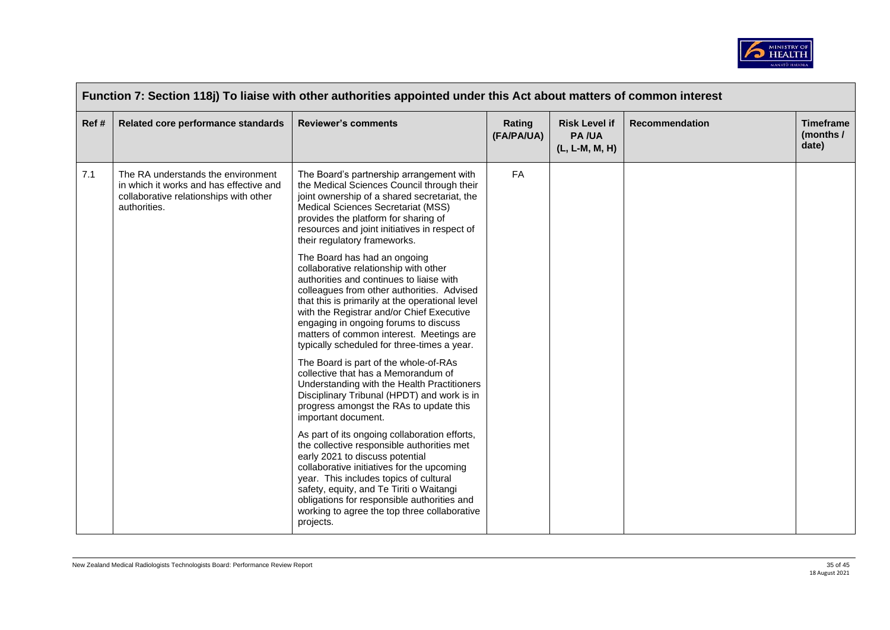| Function 7: Section 118j) To liaise with other authorities appointed under this Act about matters of common interest | | | | | | |
|---|---|---|---|---|---|---|
| **Ref #** | **Related core performance standards** | **Reviewer's comments** | **Rating (FA/PA/UA)** | **Risk Level if PA /UA (L, L-M, M, H)** | **Recommendation** | **Timeframe (months / date)** |
| 7.1 | The RA understands the environment in which it works and has effective and collaborative relationships with other authorities. | The Board's partnership arrangement with the Medical Sciences Council through their joint ownership of a shared secretariat, the Medical Sciences Secretariat (MSS) provides the platform for sharing of resources and joint initiatives in respect of their regulatory frameworks.<br><br>The Board has had an ongoing collaborative relationship with other authorities and continues to liaise with colleagues from other authorities. Advised that this is primarily at the operational level with the Registrar and/or Chief Executive engaging in ongoing forums to discuss matters of common interest. Meetings are typically scheduled for three-times a year.<br><br>The Board is part of the whole-of-RAs collective that has a Memorandum of Understanding with the Health Practitioners Disciplinary Tribunal (HPDT) and work is in progress amongst the RAs to update this important document.<br><br>As part of its ongoing collaboration efforts, the collective responsible authorities met early 2021 to discuss potential collaborative initiatives for the upcoming year. This includes topics of cultural safety, equity, and Te Tiriti o Waitangi obligations for responsible authorities and working to agree the top three collaborative projects. | FA | | | |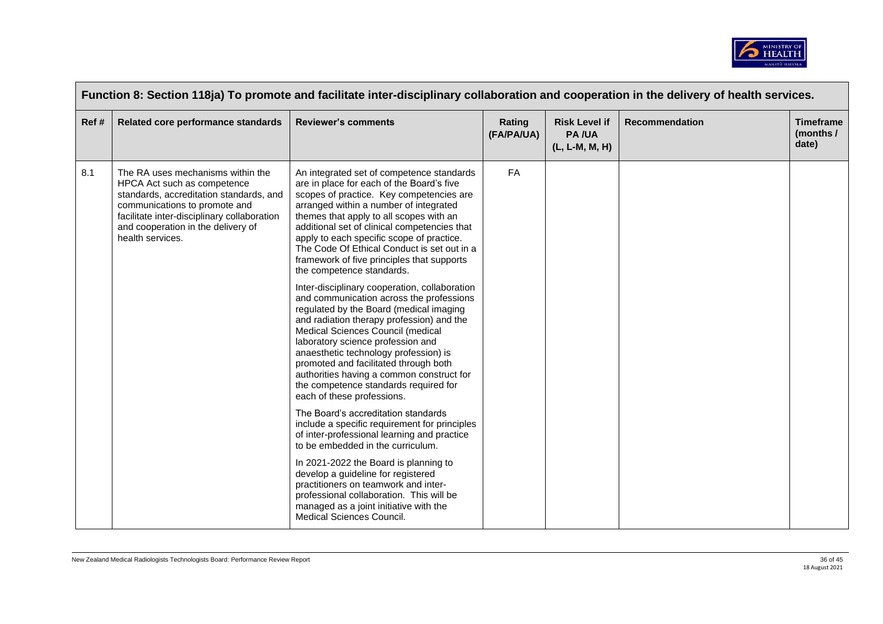| Function 8: Section 118ja) To promote and facilitate inter-disciplinary collaboration and cooperation in the delivery of health services. | | | | | | |
|---|---|---|---|---|---|---|
| **Ref #** | **Related core performance standards** | **Reviewer's comments** | **Rating (FA/PA/UA)** | **Risk Level if PA /UA (L, L-M, M, H)** | **Recommendation** | **Timeframe (months / date)** |
| 8.1 | The RA uses mechanisms within the HPCA Act such as competence standards, accreditation standards, and communications to promote and facilitate inter-disciplinary collaboration and cooperation in the delivery of health services. | An integrated set of competence standards are in place for each of the Board's five scopes of practice. Key competencies are arranged within a number of integrated themes that apply to all scopes with an additional set of clinical competencies that apply to each specific scope of practice. The Code Of Ethical Conduct is set out in a framework of five principles that supports the competence standards.<br><br>Inter-disciplinary cooperation, collaboration and communication across the professions regulated by the Board (medical imaging and radiation therapy profession) and the Medical Sciences Council (medical laboratory science profession and anaesthetic technology profession) is promoted and facilitated through both authorities having a common construct for the competence standards required for each of these professions.<br><br>The Board's accreditation standards include a specific requirement for principles of inter-professional learning and practice to be embedded in the curriculum.<br><br>In 2021-2022 the Board is planning to develop a guideline for registered practitioners on teamwork and inter-professional collaboration. This will be managed as a joint initiative with the Medical Sciences Council. | FA | | | |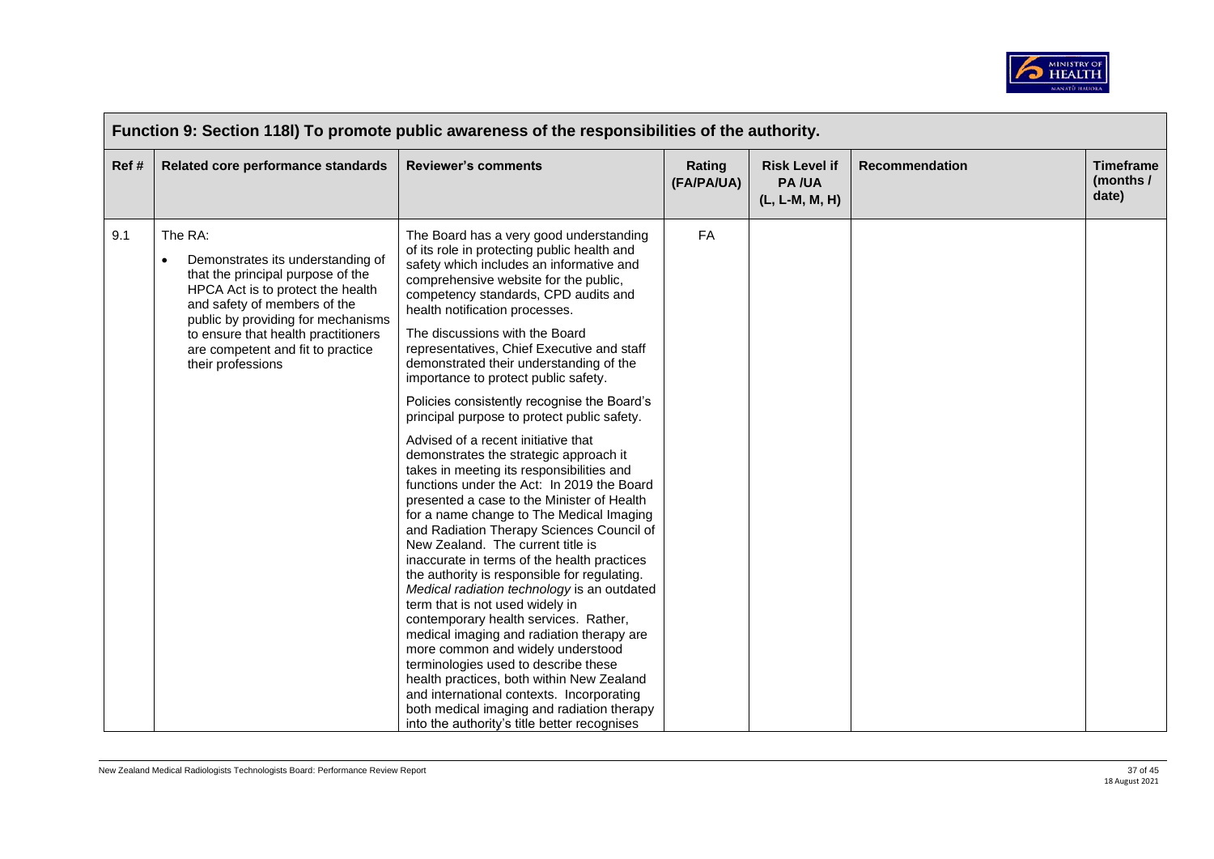| Function 9: Section 118l) To promote public awareness of the responsibilities of the authority. | | | | | | |
|---|---|---|---|---|---|---|
| **Ref #** | **Related core performance standards** | **Reviewer's comments** | **Rating (FA/PA/UA)** | **Risk Level if PA /UA (L, L-M, M, H)** | **Recommendation** | **Timeframe (months / date)** |
| 9.1 | The RA:<br>• Demonstrates its understanding of that the principal purpose of the HPCA Act is to protect the health and safety of members of the public by providing for mechanisms to ensure that health practitioners are competent and fit to practice their professions | The Board has a very good understanding of its role in protecting public health and safety which includes an informative and comprehensive website for the public, competency standards, CPD audits and health notification processes.<br><br>The discussions with the Board representatives, Chief Executive and staff demonstrated their understanding of the importance to protect public safety.<br><br>Policies consistently recognise the Board's principal purpose to protect public safety.<br><br>Advised of a recent initiative that demonstrates the strategic approach it takes in meeting its responsibilities and functions under the Act: In 2019 the Board presented a case to the Minister of Health for a name change to The Medical Imaging and Radiation Therapy Sciences Council of New Zealand. The current title is inaccurate in terms of the health practices the authority is responsible for regulating. *Medical radiation technology* is an outdated term that is not used widely in contemporary health services. Rather, medical imaging and radiation therapy are more common and widely understood terminologies used to describe these health practices, both within New Zealand and international contexts. Incorporating both medical imaging and radiation therapy into the authority's title better recognises | FA | | | |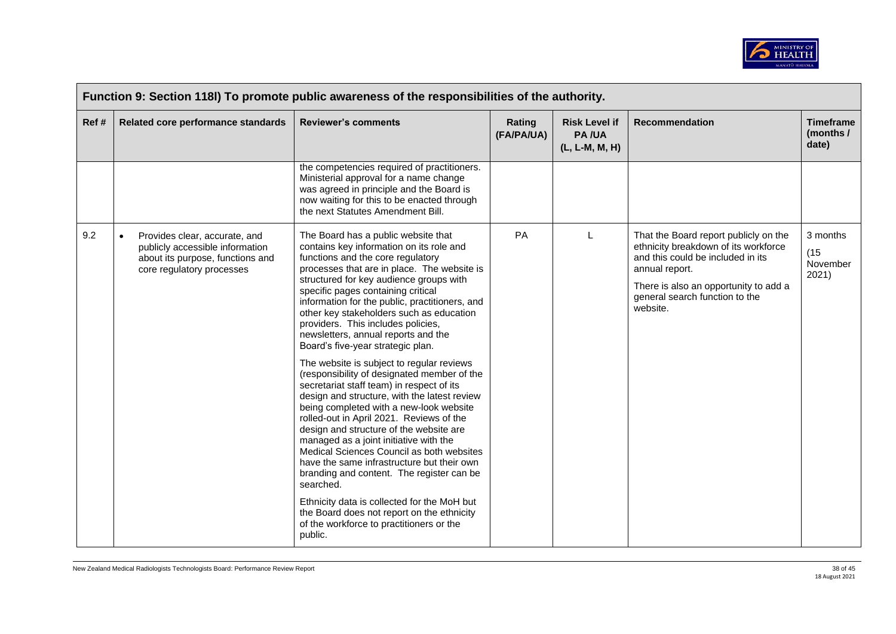| Function 9: Section 118l) To promote public awareness of the responsibilities of the authority. | | | | | | |
|---|---|---|---|---|---|---|
| **Ref #** | **Related core performance standards** | **Reviewer's comments** | **Rating (FA/PA/UA)** | **Risk Level if PA /UA (L, L-M, M, H)** | **Recommendation** | **Timeframe (months / date)** |
| | | the competencies required of practitioners. Ministerial approval for a name change was agreed in principle and the Board is now waiting for this to be enacted through the next Statutes Amendment Bill. | | | | |
| 9.2 | • Provides clear, accurate, and publicly accessible information about its purpose, functions and core regulatory processes | The Board has a public website that contains key information on its role and functions and the core regulatory processes that are in place. The website is structured for key audience groups with specific pages containing critical information for the public, practitioners, and other key stakeholders such as education providers. This includes policies, newsletters, annual reports and the Board's five-year strategic plan.<br><br>The website is subject to regular reviews (responsibility of designated member of the secretariat staff team) in respect of its design and structure, with the latest review being completed with a new-look website rolled-out in April 2021. Reviews of the design and structure of the website are managed as a joint initiative with the Medical Sciences Council as both websites have the same infrastructure but their own branding and content. The register can be searched.<br><br>Ethnicity data is collected for the MoH but the Board does not report on the ethnicity of the workforce to practitioners or the public. | PA | L | That the Board report publicly on the ethnicity breakdown of its workforce and this could be included in its annual report.<br><br>There is also an opportunity to add a general search function to the website. | 3 months (15 November 2021) |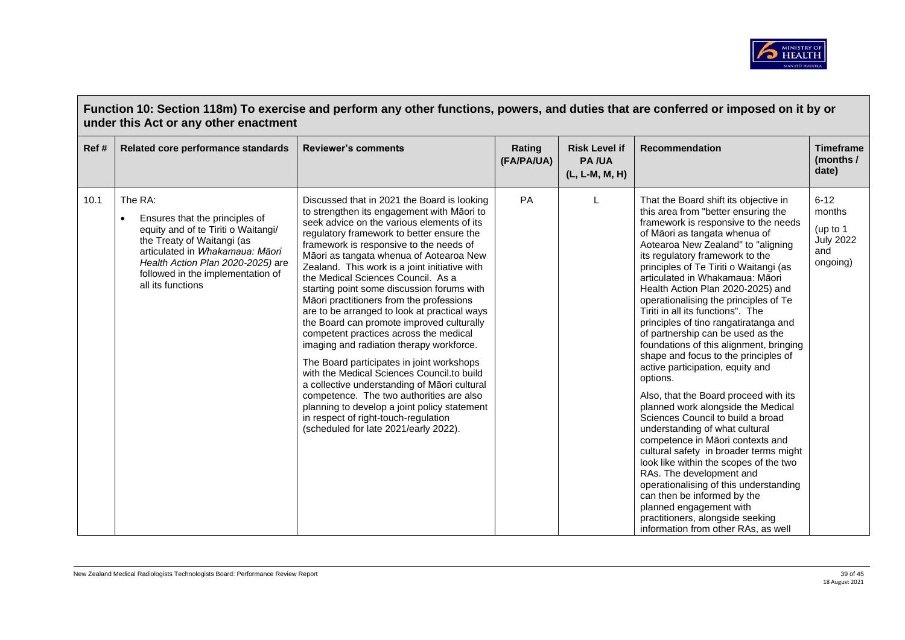**Function 10: Section 118m) To exercise and perform any other functions, powers, and duties that are conferred or imposed on it by or under this Act or any other enactment**

| Ref # | Related core performance standards | Reviewer's comments | Rating (FA/PA/UA) | Risk Level if PA /UA (L, L-M, M, H) | Recommendation | Timeframe (months / date) |
|---|---|---|---|---|---|---|
| 10.1 | The RA:<br>• Ensures that the principles of equity and of te Tiriti o Waitangi/ the Treaty of Waitangi (as articulated in *Whakamaua: Māori Health Action Plan 2020-2025)* are followed in the implementation of all its functions | Discussed that in 2021 the Board is looking to strengthen its engagement with Māori to seek advice on the various elements of its regulatory framework to better ensure the framework is responsive to the needs of Māori as tangata whenua of Aotearoa New Zealand. This work is a joint initiative with the Medical Sciences Council. As a starting point some discussion forums with Māori practitioners from the professions are to be arranged to look at practical ways the Board can promote improved culturally competent practices across the medical imaging and radiation therapy workforce.<br><br>The Board participates in joint workshops with the Medical Sciences Council.to build a collective understanding of Māori cultural competence. The two authorities are also planning to develop a joint policy statement in respect of right-touch-regulation (scheduled for late 2021/early 2022). | PA | L | That the Board shift its objective in this area from "better ensuring the framework is responsive to the needs of Māori as tangata whenua of Aotearoa New Zealand" to "aligning its regulatory framework to the principles of Te Tiriti o Waitangi (as articulated in Whakamaua: Māori Health Action Plan 2020-2025) and operationalising the principles of Te Tiriti in all its functions". The principles of tino rangatiratanga and of partnership can be used as the foundations of this alignment, bringing shape and focus to the principles of active participation, equity and options.<br><br>Also, that the Board proceed with its planned work alongside the Medical Sciences Council to build a broad understanding of what cultural competence in Māori contexts and cultural safety in broader terms might look like within the scopes of the two RAs. The development and operationalising of this understanding can then be informed by the planned engagement with practitioners, alongside seeking information from other RAs, as well | 6-12 months (up to 1 July 2022 and ongoing) |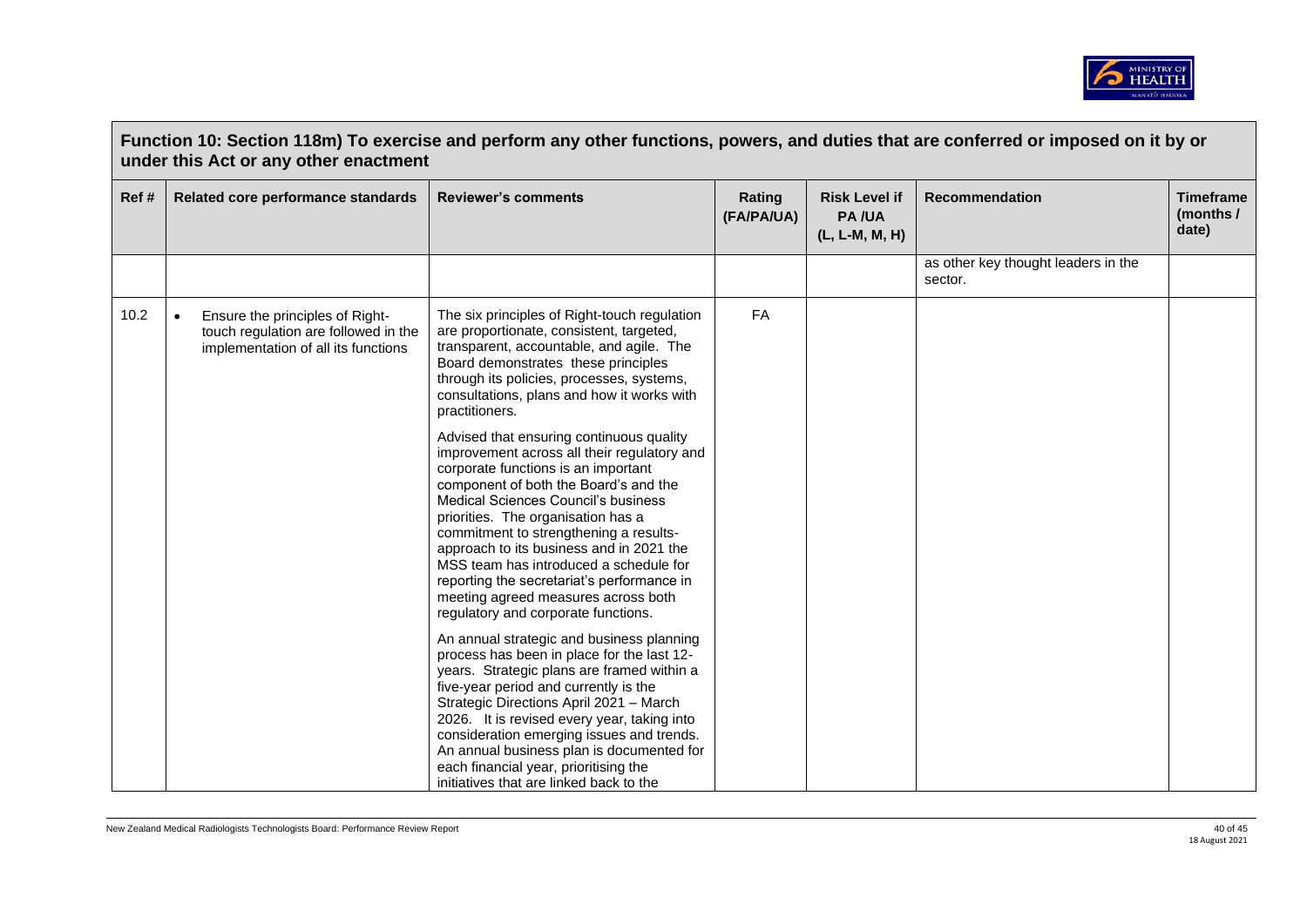**Function 10: Section 118m) To exercise and perform any other functions, powers, and duties that are conferred or imposed on it by or under this Act or any other enactment**

| Ref # | Related core performance standards | Reviewer's comments | Rating (FA/PA/UA) | Risk Level if PA /UA (L, L-M, M, H) | Recommendation | Timeframe (months / date) |
|---|---|---|---|---|---|---|
| | | | | | as other key thought leaders in the sector. | |
| 10.2 | • Ensure the principles of Right-touch regulation are followed in the implementation of all its functions | The six principles of Right-touch regulation are proportionate, consistent, targeted, transparent, accountable, and agile. The Board demonstrates these principles through its policies, processes, systems, consultations, plans and how it works with practitioners.<br><br>Advised that ensuring continuous quality improvement across all their regulatory and corporate functions is an important component of both the Board's and the Medical Sciences Council's business priorities. The organisation has a commitment to strengthening a results-approach to its business and in 2021 the MSS team has introduced a schedule for reporting the secretariat's performance in meeting agreed measures across both regulatory and corporate functions.<br><br>An annual strategic and business planning process has been in place for the last 12-years. Strategic plans are framed within a five-year period and currently is the Strategic Directions April 2021 – March 2026. It is revised every year, taking into consideration emerging issues and trends. An annual business plan is documented for each financial year, prioritising the initiatives that are linked back to the | FA | | | |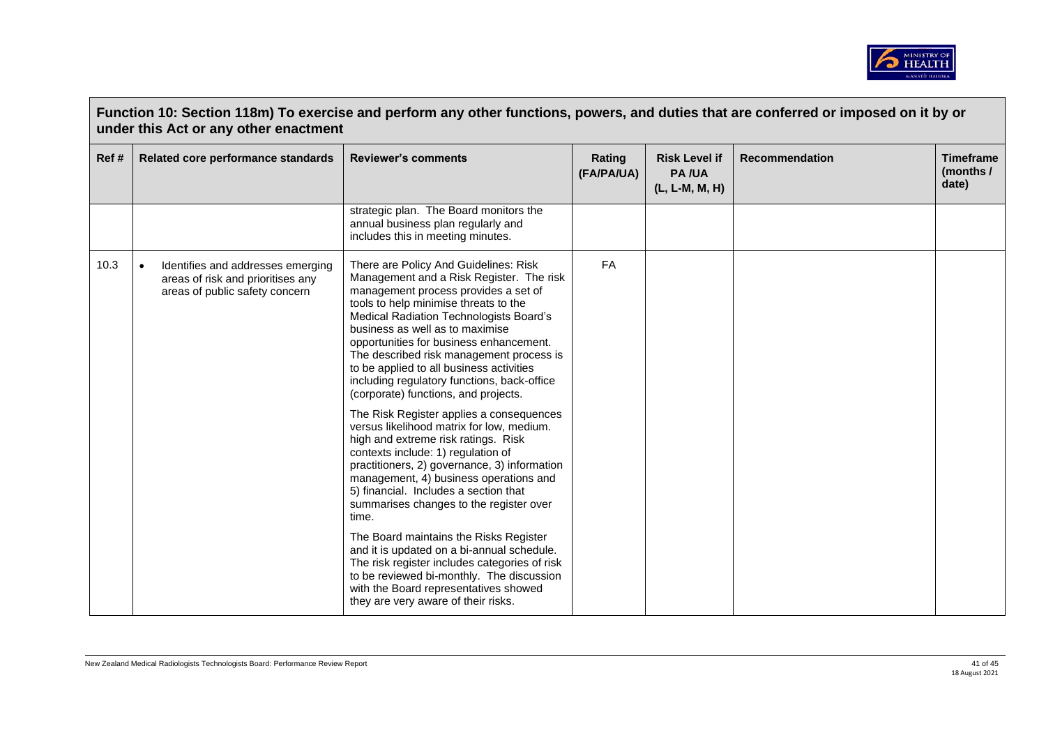**Function 10: Section 118m) To exercise and perform any other functions, powers, and duties that are conferred or imposed on it by or under this Act or any other enactment**

| Ref # | Related core performance standards | Reviewer's comments | Rating (FA/PA/UA) | Risk Level if PA /UA (L, L-M, M, H) | Recommendation | Timeframe (months / date) |
|---|---|---|---|---|---|---|
| | | strategic plan. The Board monitors the annual business plan regularly and includes this in meeting minutes. | | | | |
| 10.3 | • Identifies and addresses emerging areas of risk and prioritises any areas of public safety concern | There are Policy And Guidelines: Risk Management and a Risk Register. The risk management process provides a set of tools to help minimise threats to the Medical Radiation Technologists Board's business as well as to maximise opportunities for business enhancement. The described risk management process is to be applied to all business activities including regulatory functions, back-office (corporate) functions, and projects.<br><br>The Risk Register applies a consequences versus likelihood matrix for low, medium. high and extreme risk ratings. Risk contexts include: 1) regulation of practitioners, 2) governance, 3) information management, 4) business operations and 5) financial. Includes a section that summarises changes to the register over time.<br><br>The Board maintains the Risks Register and it is updated on a bi-annual schedule. The risk register includes categories of risk to be reviewed bi-monthly. The discussion with the Board representatives showed they are very aware of their risks. | FA | | | |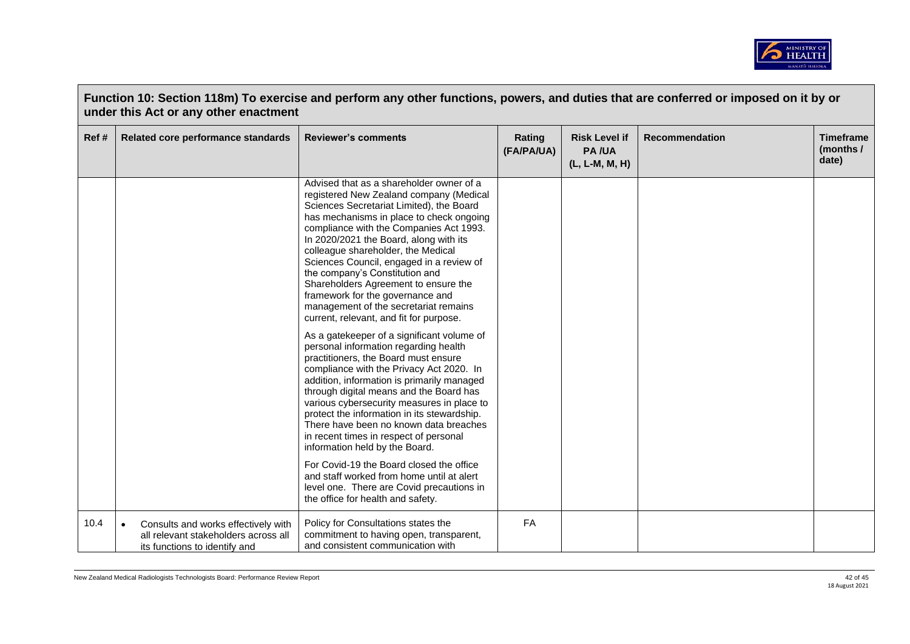**Function 10: Section 118m) To exercise and perform any other functions, powers, and duties that are conferred or imposed on it by or under this Act or any other enactment**

| Ref # | Related core performance standards | Reviewer's comments | Rating (FA/PA/UA) | Risk Level if PA /UA (L, L-M, M, H) | Recommendation | Timeframe (months / date) |
|---|---|---|---|---|---|---|
| | | Advised that as a shareholder owner of a registered New Zealand company (Medical Sciences Secretariat Limited), the Board has mechanisms in place to check ongoing compliance with the Companies Act 1993. In 2020/2021 the Board, along with its colleague shareholder, the Medical Sciences Council, engaged in a review of the company's Constitution and Shareholders Agreement to ensure the framework for the governance and management of the secretariat remains current, relevant, and fit for purpose.<br><br>As a gatekeeper of a significant volume of personal information regarding health practitioners, the Board must ensure compliance with the Privacy Act 2020. In addition, information is primarily managed through digital means and the Board has various cybersecurity measures in place to protect the information in its stewardship. There have been no known data breaches in recent times in respect of personal information held by the Board.<br><br>For Covid-19 the Board closed the office and staff worked from home until at alert level one. There are Covid precautions in the office for health and safety. | | | | |
| 10.4 | • Consults and works effectively with all relevant stakeholders across all its functions to identify and | Policy for Consultations states the commitment to having open, transparent, and consistent communication with | FA | | | |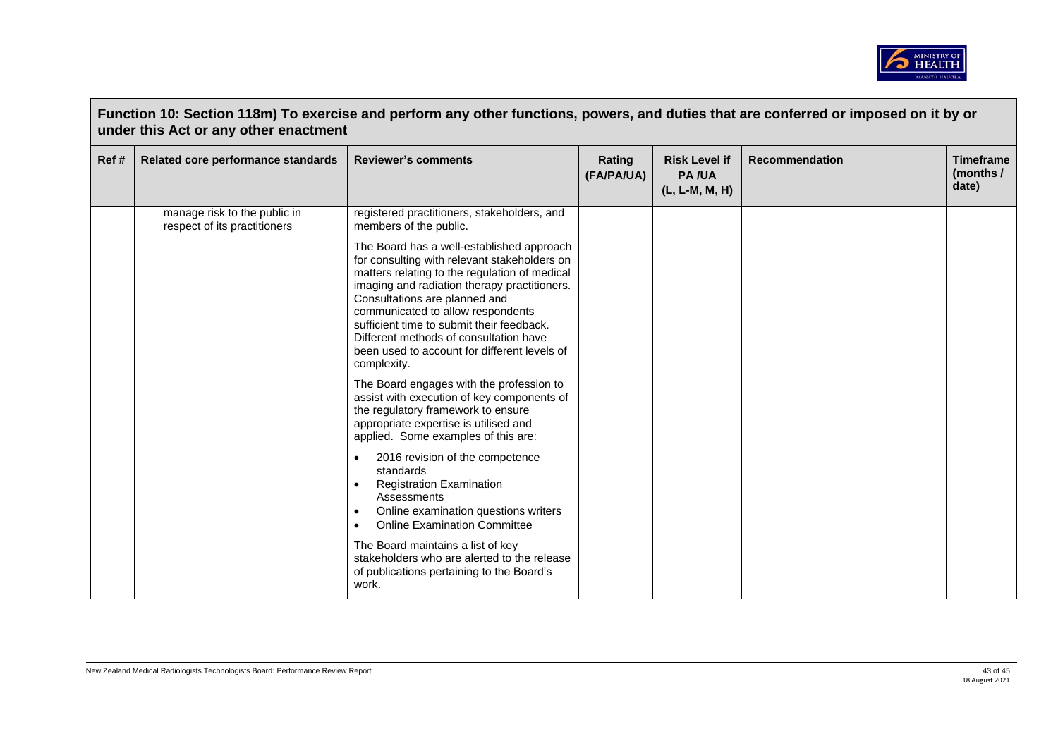## Function 10: Section 118m) To exercise and perform any other functions, powers, and duties that are conferred or imposed on it by or under this Act or any other enactment

| Ref # | Related core performance standards | Reviewer's comments | Rating (FA/PA/UA) | Risk Level if PA /UA (L, L-M, M, H) | Recommendation | Timeframe (months / date) |
|---|---|---|---|---|---|---|
| | manage risk to the public in respect of its practitioners | registered practitioners, stakeholders, and members of the public.<br><br>The Board has a well-established approach for consulting with relevant stakeholders on matters relating to the regulation of medical imaging and radiation therapy practitioners. Consultations are planned and communicated to allow respondents sufficient time to submit their feedback. Different methods of consultation have been used to account for different levels of complexity.<br><br>The Board engages with the profession to assist with execution of key components of the regulatory framework to ensure appropriate expertise is utilised and applied. Some examples of this are:<br><br>• 2016 revision of the competence standards<br>• Registration Examination Assessments<br>• Online examination questions writers<br>• Online Examination Committee<br><br>The Board maintains a list of key stakeholders who are alerted to the release of publications pertaining to the Board's work. | | | | |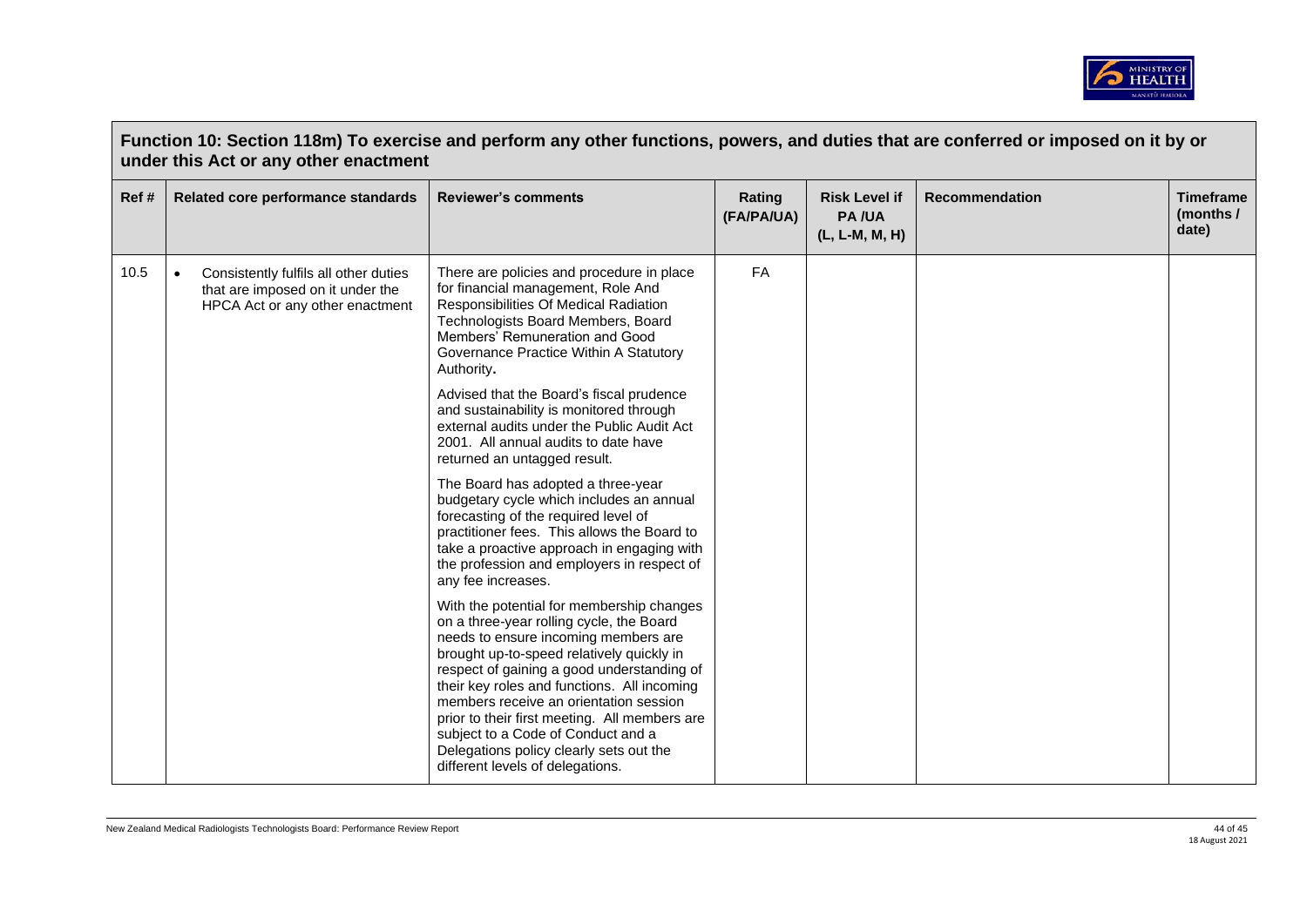## Function 10: Section 118m) To exercise and perform any other functions, powers, and duties that are conferred or imposed on it by or under this Act or any other enactment

| Ref # | Related core performance standards | Reviewer's comments | Rating (FA/PA/UA) | Risk Level if PA /UA (L, L-M, M, H) | Recommendation | Timeframe (months / date) |
|---|---|---|---|---|---|---|
| 10.5 | • Consistently fulfils all other duties that are imposed on it under the HPCA Act or any other enactment | There are policies and procedure in place for financial management, Role And Responsibilities Of Medical Radiation Technologists Board Members, Board Members' Remuneration and Good Governance Practice Within A Statutory Authority.<br><br>Advised that the Board's fiscal prudence and sustainability is monitored through external audits under the Public Audit Act 2001. All annual audits to date have returned an untagged result.<br><br>The Board has adopted a three-year budgetary cycle which includes an annual forecasting of the required level of practitioner fees. This allows the Board to take a proactive approach in engaging with the profession and employers in respect of any fee increases.<br><br>With the potential for membership changes on a three-year rolling cycle, the Board needs to ensure incoming members are brought up-to-speed relatively quickly in respect of gaining a good understanding of their key roles and functions. All incoming members receive an orientation session prior to their first meeting. All members are subject to a Code of Conduct and a Delegations policy clearly sets out the different levels of delegations. | FA | | | |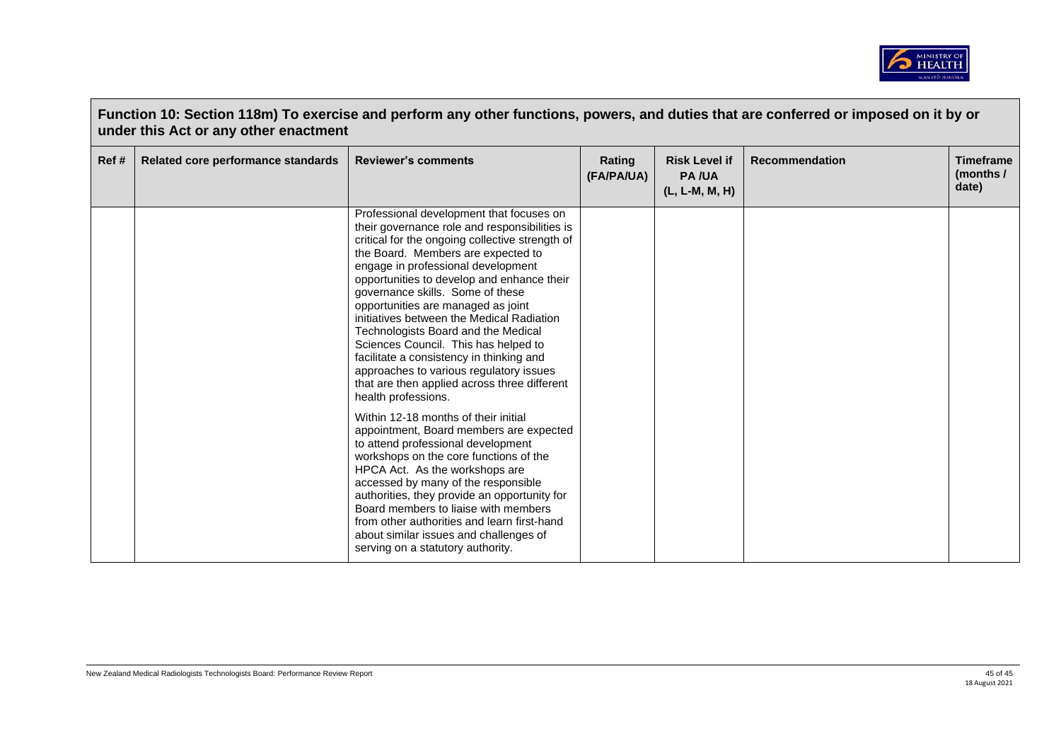## Function 10: Section 118m) To exercise and perform any other functions, powers, and duties that are conferred or imposed on it by or under this Act or any other enactment

| Ref # | Related core performance standards | Reviewer's comments | Rating (FA/PA/UA) | Risk Level if PA /UA (L, L-M, M, H) | Recommendation | Timeframe (months / date) |
|---|---|---|---|---|---|---|
| | | Professional development that focuses on their governance role and responsibilities is critical for the ongoing collective strength of the Board. Members are expected to engage in professional development opportunities to develop and enhance their governance skills. Some of these opportunities are managed as joint initiatives between the Medical Radiation Technologists Board and the Medical Sciences Council. This has helped to facilitate a consistency in thinking and approaches to various regulatory issues that are then applied across three different health professions.<br><br>Within 12-18 months of their initial appointment, Board members are expected to attend professional development workshops on the core functions of the HPCA Act. As the workshops are accessed by many of the responsible authorities, they provide an opportunity for Board members to liaise with members from other authorities and learn first-hand about similar issues and challenges of serving on a statutory authority. | | | | |